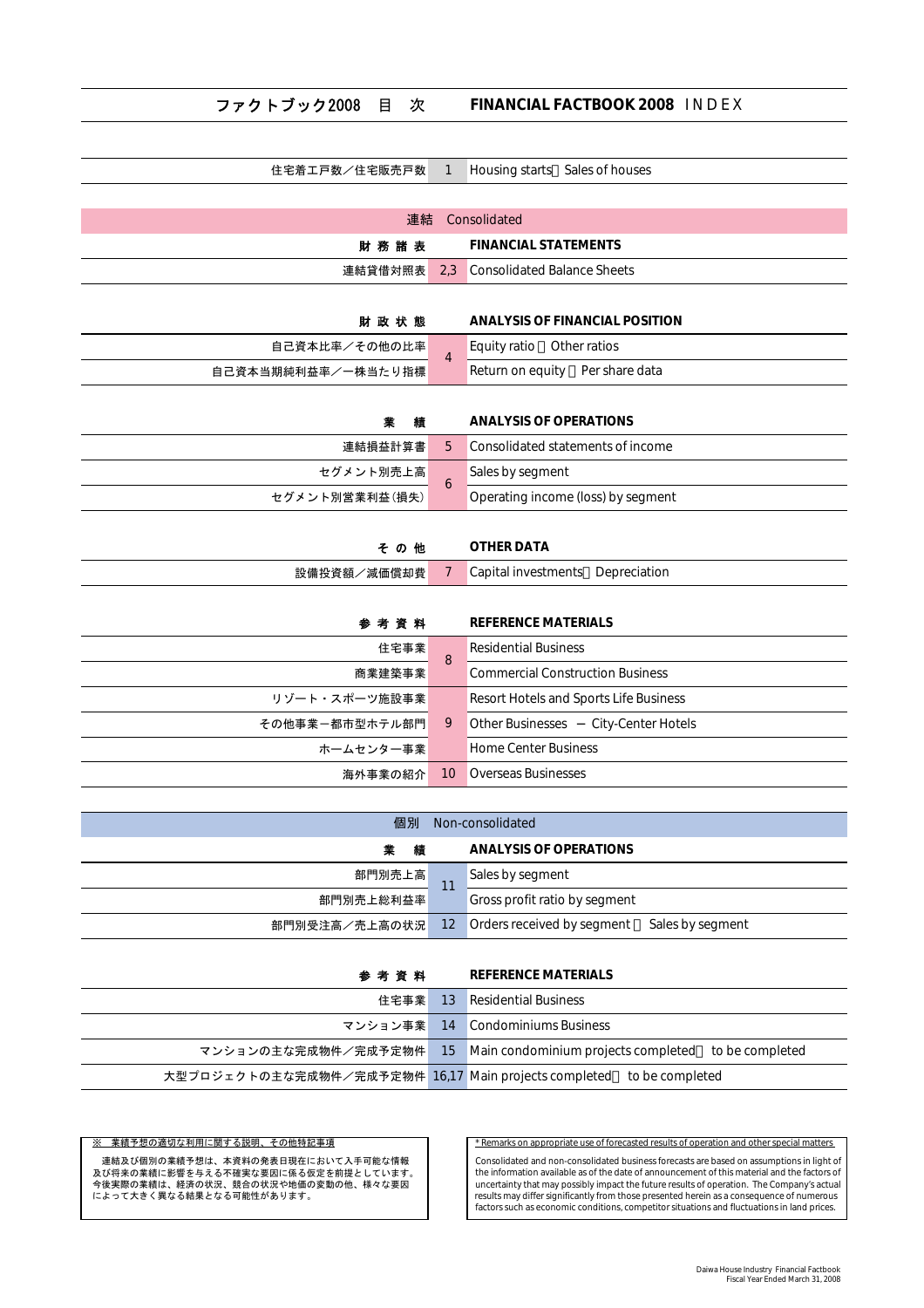# ファクトブック2008　目　次　　FINANCIAL FACTBOOK 2008　INDEX

| 日本語 | ページ | English |
|---|---|---|
| 住宅着工戸数／住宅販売戸数 | 1 | Housing starts／Sales of houses |

## 連結　Consolidated

| 日本語 | ページ | English |
|---|---|---|
| **財 務 諸 表** | | **FINANCIAL STATEMENTS** |
| 連結貸借対照表 | 2,3 | Consolidated Balance Sheets |
| **財 政 状 態** | | **ANALYSIS OF FINANCIAL POSITION** |
| 自己資本比率／その他の比率 | 4 | Equity ratio／Other ratios |
| 自己資本当期純利益率／一株当たり指標 | 4 | Return on equity／Per share data |
| **業　績** | | **ANALYSIS OF OPERATIONS** |
| 連結損益計算書 | 5 | Consolidated statements of income |
| セグメント別売上高 | 6 | Sales by segment |
| セグメント別営業利益(損失) | 6 | Operating income (loss) by segment |
| **そ の 他** | | **OTHER DATA** |
| 設備投資額／減価償却費 | 7 | Capital investments／Depreciation |
| **参 考 資 料** | | **REFERENCE MATERIALS** |
| 住宅事業 | 8 | Residential Business |
| 商業建築事業 | 8 | Commercial Construction Business |
| リゾート・スポーツ施設事業 | 9 | Resort Hotels and Sports Life Business |
| その他事業－都市型ホテル部門 | 9 | Other Businesses － City-Center Hotels |
| ホームセンター事業 | 9 | Home Center Business |
| 海外事業の紹介 | 10 | Overseas Businesses |

## 個別　Non-consolidated

| 日本語 | ページ | English |
|---|---|---|
| **業　績** | | **ANALYSIS OF OPERATIONS** |
| 部門別売上高 | 11 | Sales by segment |
| 部門別売上総利益率 | 11 | Gross profit ratio by segment |
| 部門別受注高／売上高の状況 | 12 | Orders received by segment／Sales by segment |
| **参 考 資 料** | | **REFERENCE MATERIALS** |
| 住宅事業 | 13 | Residential Business |
| マンション事業 | 14 | Condominiums Business |
| マンションの主な完成物件／完成予定物件 | 15 | Main condominium projects completed／to be completed |
| 大型プロジェクトの主な完成物件／完成予定物件 | 16,17 | Main projects completed／to be completed |

※　業績予想の適切な利用に関する説明、その他特記事項

連結及び個別の業績予想は、本資料の発表日現在において入手可能な情報及び将来の業績に影響を与える不確実な要因に係る仮定を前提としています。今後実際の業績は、経済の状況、競合の状況や地価の変動の他、様々な要因によって大きく異なる結果となる可能性があります。

* Remarks on appropriate use of forecasted results of operation and other special matters

Consolidated and non-consolidated business forecasts are based on assumptions in light of the information available as of the date of announcement of this material and the factors of uncertainty that may possibly impact the future results of operation. The Company's actual results may differ significantly from those presented herein as a consequence of numerous factors such as economic conditions, competitor situations and fluctuations in land prices.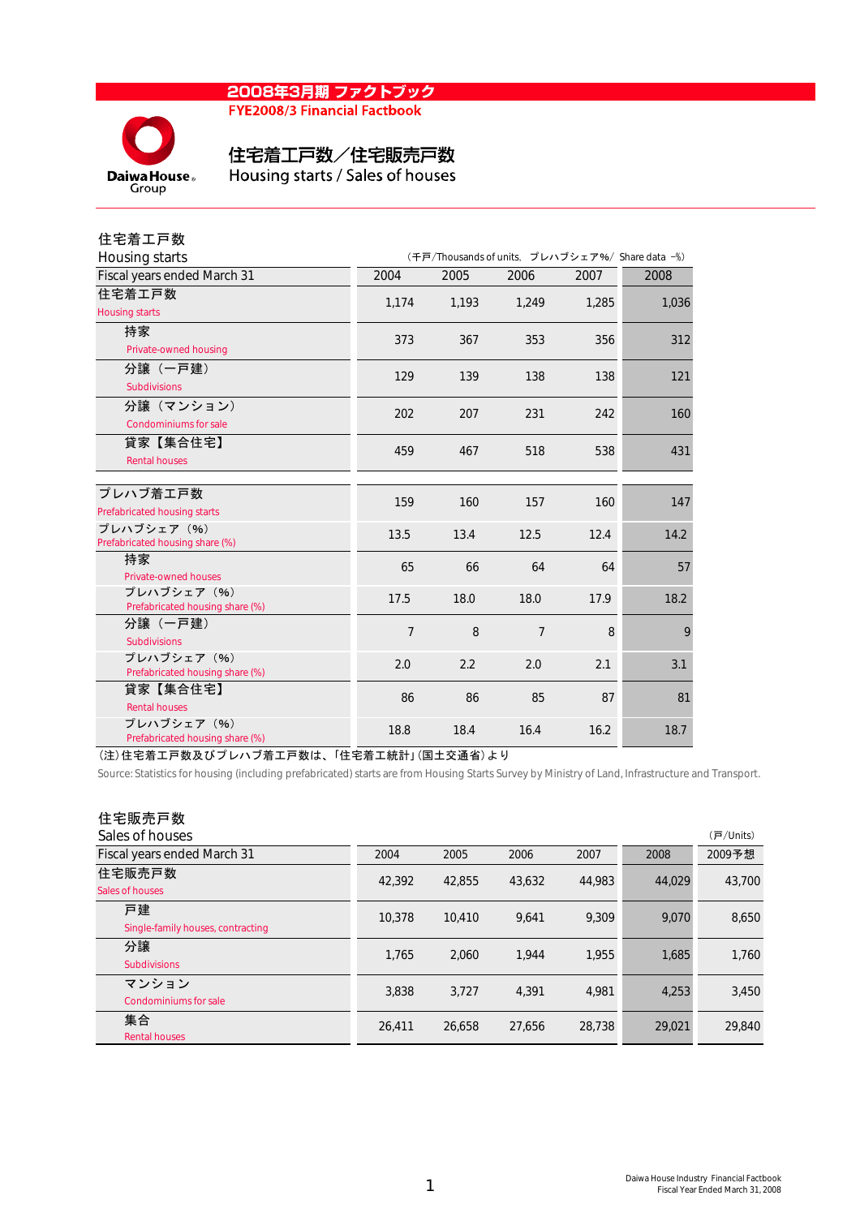# 2008年3月期 ファクトブック
FYE2008/3 Financial Factbook

## 住宅着工戸数／住宅販売戸数
## Housing starts / Sales of houses

### 住宅着工戸数
### Housing starts

（千戸/Thousands of units,　プレハブシェア%/ Share data -%）

| Fiscal years ended March 31 | 2004 | 2005 | 2006 | 2007 | 2008 |
|---|---|---|---|---|---|
| 住宅着工戸数 Housing starts | 1,174 | 1,193 | 1,249 | 1,285 | 1,036 |
| 持家 Private-owned housing | 373 | 367 | 353 | 356 | 312 |
| 分譲（一戸建） Subdivisions | 129 | 139 | 138 | 138 | 121 |
| 分譲（マンション） Condominiums for sale | 202 | 207 | 231 | 242 | 160 |
| 貸家【集合住宅】 Rental houses | 459 | 467 | 518 | 538 | 431 |
| プレハブ着工戸数 Prefabricated housing starts | 159 | 160 | 157 | 160 | 147 |
| プレハブシェア（%） Prefabricated housing share (%) | 13.5 | 13.4 | 12.5 | 12.4 | 14.2 |
| 持家 Private-owned houses | 65 | 66 | 64 | 64 | 57 |
| プレハブシェア（%） Prefabricated housing share (%) | 17.5 | 18.0 | 18.0 | 17.9 | 18.2 |
| 分譲（一戸建） Subdivisions | 7 | 8 | 7 | 8 | 9 |
| プレハブシェア（%） Prefabricated housing share (%) | 2.0 | 2.2 | 2.0 | 2.1 | 3.1 |
| 貸家【集合住宅】 Rental houses | 86 | 86 | 85 | 87 | 81 |
| プレハブシェア（%） Prefabricated housing share (%) | 18.8 | 18.4 | 16.4 | 16.2 | 18.7 |

(注)住宅着工戸数及びプレハブ着工戸数は、「住宅着工統計」(国土交通省)より

Source: Statistics for housing (including prefabricated) starts are from Housing Starts Survey by Ministry of Land, Infrastructure and Transport.

### 住宅販売戸数
### Sales of houses

（戸/Units）

| Fiscal years ended March 31 | 2004 | 2005 | 2006 | 2007 | 2008 | 2009予想 |
|---|---|---|---|---|---|---|
| 住宅販売戸数 Sales of houses | 42,392 | 42,855 | 43,632 | 44,983 | 44,029 | 43,700 |
| 戸建 Single-family houses, contracting | 10,378 | 10,410 | 9,641 | 9,309 | 9,070 | 8,650 |
| 分譲 Subdivisions | 1,765 | 2,060 | 1,944 | 1,955 | 1,685 | 1,760 |
| マンション Condominiums for sale | 3,838 | 3,727 | 4,391 | 4,981 | 4,253 | 3,450 |
| 集合 Rental houses | 26,411 | 26,658 | 27,656 | 28,738 | 29,021 | 29,840 |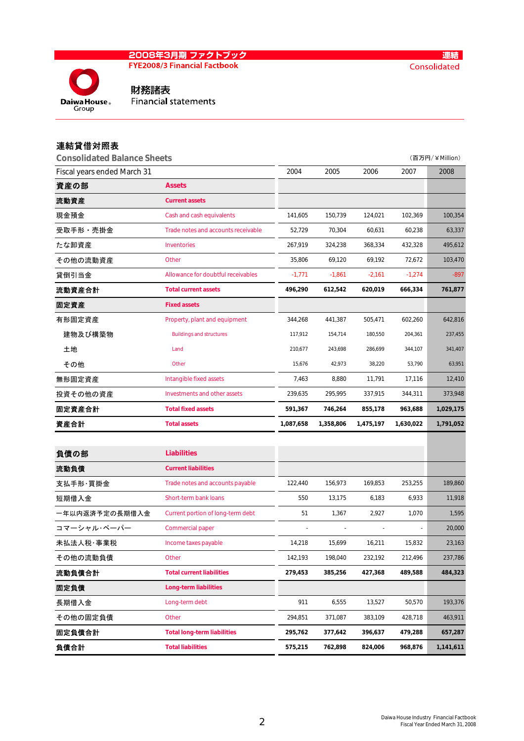2008年3月期 ファクトブック
FYE2008/3 Financial Factbook

連結
Consolidated

# 財務諸表
# Financial statements

## 連結貸借対照表
## Consolidated Balance Sheets

（百万円/￥Million）

| Fiscal years ended March 31 | | 2004 | 2005 | 2006 | 2007 | 2008 |
|---|---|---|---|---|---|---|
| **資産の部** | **Assets** | | | | | |
| **流動資産** | **Current assets** | | | | | |
| 現金預金 | Cash and cash equivalents | 141,605 | 150,739 | 124,021 | 102,369 | 100,354 |
| 受取手形・売掛金 | Trade notes and accounts receivable | 52,729 | 70,304 | 60,631 | 60,238 | 63,337 |
| たな卸資産 | Inventories | 267,919 | 324,238 | 368,334 | 432,328 | 495,612 |
| その他の流動資産 | Other | 35,806 | 69,120 | 69,192 | 72,672 | 103,470 |
| 貸倒引当金 | Allowance for doubtful receivables | -1,771 | -1,861 | -2,161 | -1,274 | -897 |
| **流動資産合計** | **Total current assets** | **496,290** | **612,542** | **620,019** | **666,334** | **761,877** |
| **固定資産** | **Fixed assets** | | | | | |
| 有形固定資産 | Property, plant and equipment | 344,268 | 441,387 | 505,471 | 602,260 | 642,816 |
| 建物及び構築物 | Buildings and structures | 117,912 | 154,714 | 180,550 | 204,361 | 237,455 |
| 土地 | Land | 210,677 | 243,698 | 286,699 | 344,107 | 341,407 |
| その他 | Other | 15,676 | 42,973 | 38,220 | 53,790 | 63,951 |
| 無形固定資産 | Intangible fixed assets | 7,463 | 8,880 | 11,791 | 17,116 | 12,410 |
| 投資その他の資産 | Investments and other assets | 239,635 | 295,995 | 337,915 | 344,311 | 373,948 |
| **固定資産合計** | **Total fixed assets** | **591,367** | **746,264** | **855,178** | **963,688** | **1,029,175** |
| **資産合計** | **Total assets** | **1,087,658** | **1,358,806** | **1,475,197** | **1,630,022** | **1,791,052** |

| | | 2004 | 2005 | 2006 | 2007 | 2008 |
|---|---|---|---|---|---|---|
| **負債の部** | **Liabilities** | | | | | |
| **流動負債** | **Current liabilities** | | | | | |
| 支払手形･買掛金 | Trade notes and accounts payable | 122,440 | 156,973 | 169,853 | 253,255 | 189,860 |
| 短期借入金 | Short-term bank loans | 550 | 13,175 | 6,183 | 6,933 | 11,918 |
| 一年以内返済予定の長期借入金 | Current portion of long-term debt | 51 | 1,367 | 2,927 | 1,070 | 1,595 |
| コマーシャル･ペーパー | Commercial paper | - | - | - | - | 20,000 |
| 未払法人税･事業税 | Income taxes payable | 14,218 | 15,699 | 16,211 | 15,832 | 23,163 |
| その他の流動負債 | Other | 142,193 | 198,040 | 232,192 | 212,496 | 237,786 |
| **流動負債合計** | **Total current liabilities** | **279,453** | **385,256** | **427,368** | **489,588** | **484,323** |
| **固定負債** | **Long-term liabilities** | | | | | |
| 長期借入金 | Long-term debt | 911 | 6,555 | 13,527 | 50,570 | 193,376 |
| その他の固定負債 | Other | 294,851 | 371,087 | 383,109 | 428,718 | 463,911 |
| **固定負債合計** | **Total long-term liabilities** | **295,762** | **377,642** | **396,637** | **479,288** | **657,287** |
| **負債合計** | **Total liabilities** | **575,215** | **762,898** | **824,006** | **968,876** | **1,141,611** |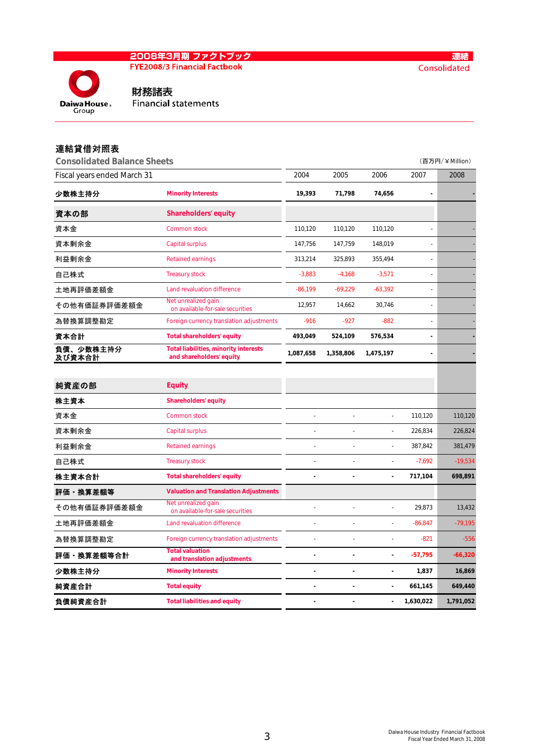# 2008年3月期 ファクトブック
FYE2008/3 Financial Factbook

連結
Consolidated

## 財務諸表
Financial statements

### 連結貸借対照表
### Consolidated Balance Sheets

（百万円/￥Million）

| Fiscal years ended March 31 | | 2004 | 2005 | 2006 | 2007 | 2008 |
|---|---|---|---|---|---|---|
| **少数株主持分** | **Minority Interests** | **19,393** | **71,798** | **74,656** | **-** | **-** |
| **資本の部** | **Shareholders' equity** | | | | | |
| 資本金 | Common stock | 110,120 | 110,120 | 110,120 | - | - |
| 資本剰余金 | Capital surplus | 147,756 | 147,759 | 148,019 | - | - |
| 利益剰余金 | Retained earnings | 313,214 | 325,893 | 355,494 | - | - |
| 自己株式 | Treasury stock | -3,883 | -4,168 | -3,571 | - | - |
| 土地再評価差額金 | Land revaluation difference | -86,199 | -69,229 | -63,392 | - | - |
| その他有価証券評価差額金 | Net unrealized gain on available-for-sale securities | 12,957 | 14,662 | 30,746 | - | - |
| 為替換算調整勘定 | Foreign currency translation adjustments | -916 | -927 | -882 | - | - |
| **資本合計** | **Total shareholders' equity** | **493,049** | **524,109** | **576,534** | **-** | **-** |
| **負債、少数株主持分及び資本合計** | **Total liabilities, minority interests and shareholders' equity** | **1,087,658** | **1,358,806** | **1,475,197** | **-** | **-** |
| **純資産の部** | **Equity** | | | | | |
| **株主資本** | **Shareholders' equity** | | | | | |
| 資本金 | Common stock | - | - | - | 110,120 | 110,120 |
| 資本剰余金 | Capital surplus | - | - | - | 226,834 | 226,824 |
| 利益剰余金 | Retained earnings | - | - | - | 387,842 | 381,479 |
| 自己株式 | Treasury stock | - | - | - | -7,692 | -19,534 |
| **株主資本合計** | **Total shareholders' equity** | **-** | **-** | **-** | **717,104** | **698,891** |
| **評価・換算差額等** | **Valuation and Translation Adjustments** | | | | | |
| その他有価証券評価差額金 | Net unrealized gain on available-for-sale securities | - | - | - | 29,873 | 13,432 |
| 土地再評価差額金 | Land revaluation difference | - | - | - | -86,847 | -79,195 |
| 為替換算調整勘定 | Foreign currency translation adjustments | - | - | - | -821 | -556 |
| **評価・換算差額等合計** | **Total valuation and translation adjustments** | **-** | **-** | **-** | **-57,795** | **-66,320** |
| **少数株主持分** | **Minority Interests** | **-** | **-** | **-** | **1,837** | **16,869** |
| **純資産合計** | **Total equity** | **-** | **-** | **-** | **661,145** | **649,440** |
| **負債純資産合計** | **Total liabilities and equity** | **-** | **-** | **-** | **1,630,022** | **1,791,052** |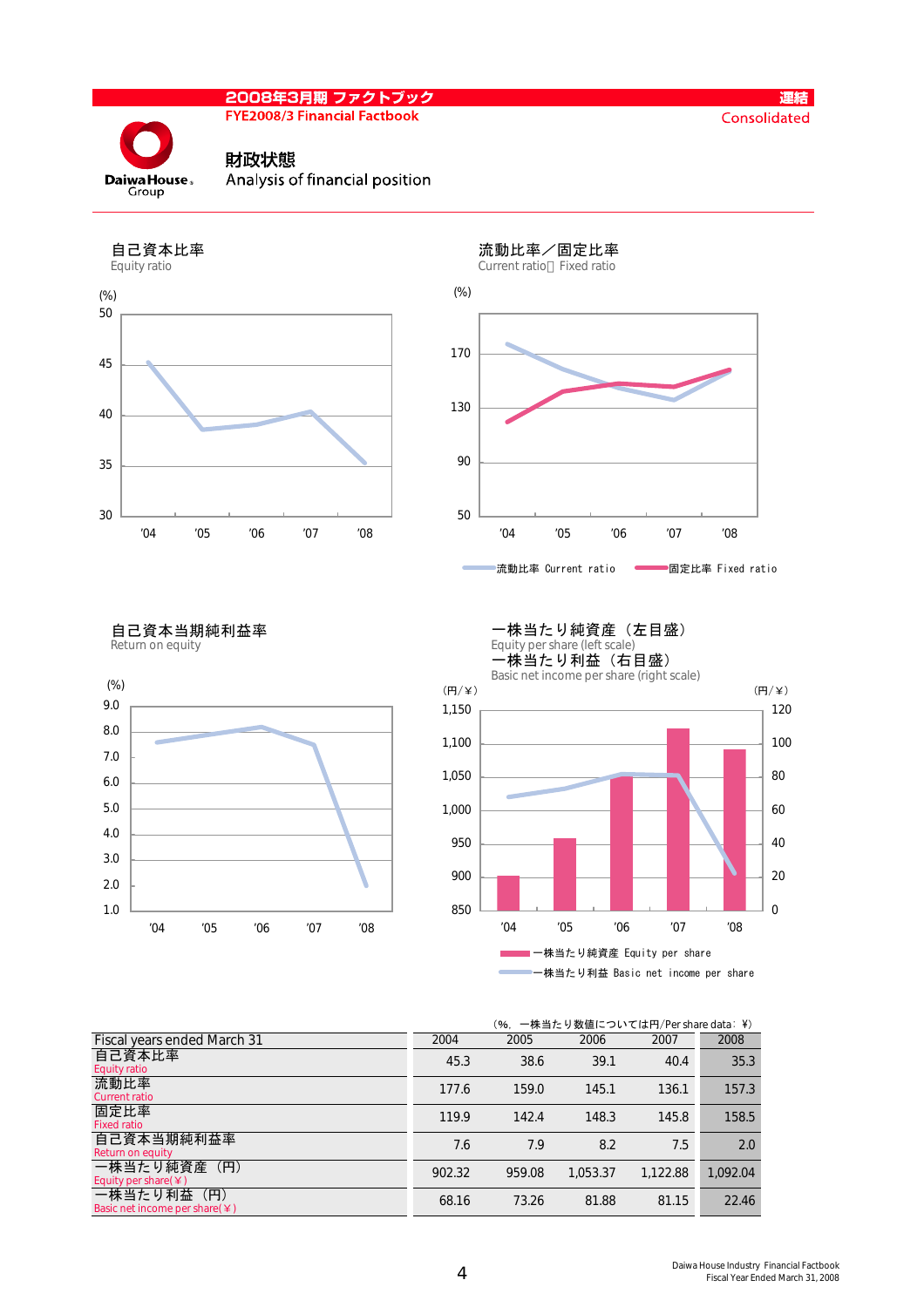2008年3月期 ファクトブック
FYE2008/3 Financial Factbook

連結
Consolidated

# 財政状態
Analysis of financial position

## 自己資本比率
Equity ratio

## 流動比率／固定比率
Current ratio Fixed ratio

流動比率 Current ratio　固定比率 Fixed ratio

## 自己資本当期純利益率
Return on equity

## 一株当たり純資産（左目盛）
Equity per share (left scale)

## 一株当たり利益（右目盛）
Basic net income per share (right scale)

一株当たり純資産 Equity per share　一株当たり利益 Basic net income per share

（%、一株当たり数値については円/Per share data：¥）

| Fiscal years ended March 31 | 2004 | 2005 | 2006 | 2007 | 2008 |
|---|---|---|---|---|---|
| 自己資本比率 Equity ratio | 45.3 | 38.6 | 39.1 | 40.4 | 35.3 |
| 流動比率 Current ratio | 177.6 | 159.0 | 145.1 | 136.1 | 157.3 |
| 固定比率 Fixed ratio | 119.9 | 142.4 | 148.3 | 145.8 | 158.5 |
| 自己資本当期純利益率 Return on equity | 7.6 | 7.9 | 8.2 | 7.5 | 2.0 |
| 一株当たり純資産（円） Equity per share(￥) | 902.32 | 959.08 | 1,053.37 | 1,122.88 | 1,092.04 |
| 一株当たり利益（円） Basic net income per share(￥) | 68.16 | 73.26 | 81.88 | 81.15 | 22.46 |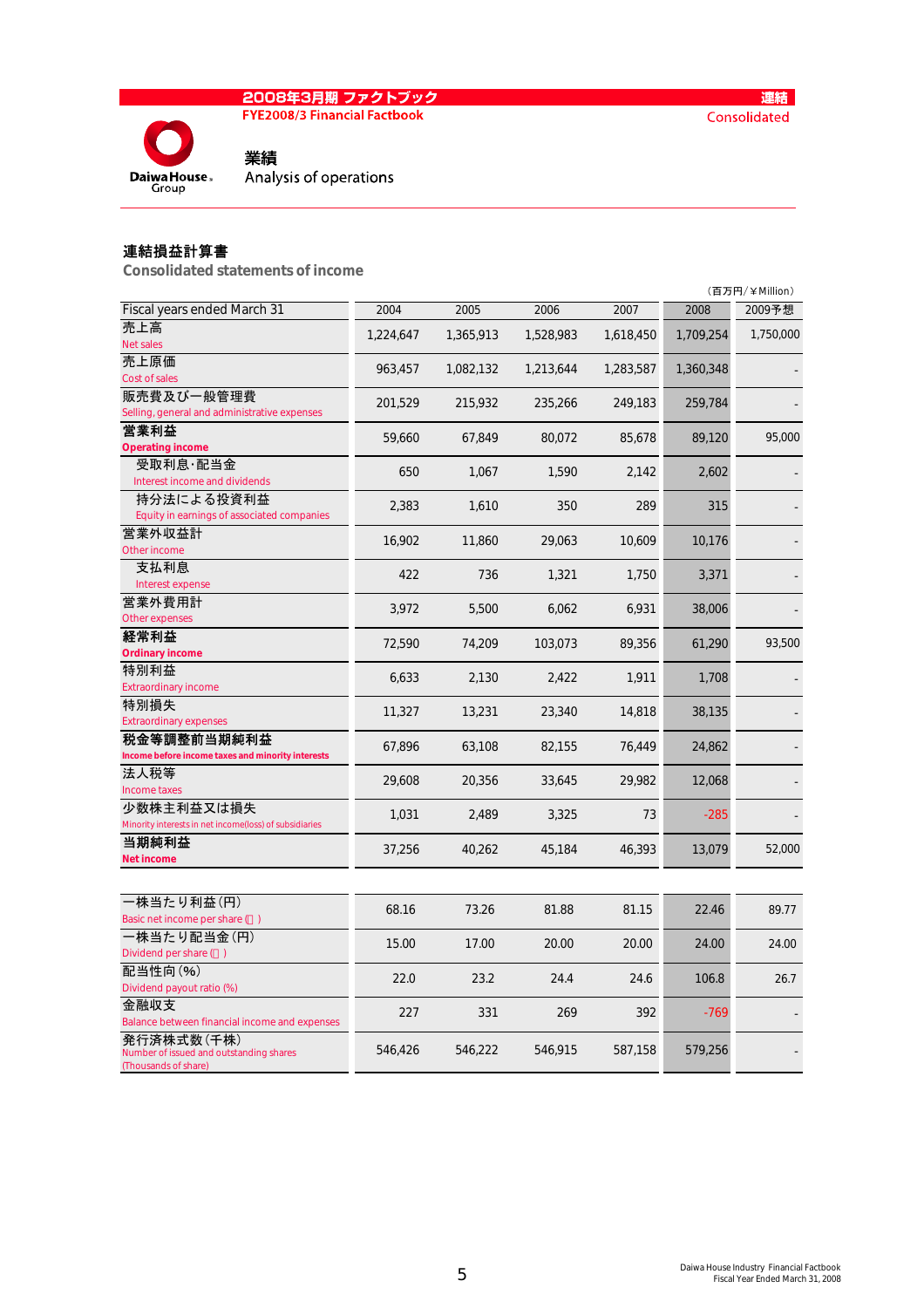2008年3月期 ファクトブック
FYE2008/3 Financial Factbook

連結
Consolidated

# 業績
Analysis of operations

## 連結損益計算書
Consolidated statements of income

（百万円/￥Million）

| Fiscal years ended March 31 | 2004 | 2005 | 2006 | 2007 | 2008 | 2009予想 |
|---|---|---|---|---|---|---|
| 売上高<br>Net sales | 1,224,647 | 1,365,913 | 1,528,983 | 1,618,450 | 1,709,254 | 1,750,000 |
| 売上原価<br>Cost of sales | 963,457 | 1,082,132 | 1,213,644 | 1,283,587 | 1,360,348 | - |
| 販売費及び一般管理費<br>Selling, general and administrative expenses | 201,529 | 215,932 | 235,266 | 249,183 | 259,784 | - |
| **営業利益**<br>**Operating income** | 59,660 | 67,849 | 80,072 | 85,678 | 89,120 | 95,000 |
| 受取利息･配当金<br>Interest income and dividends | 650 | 1,067 | 1,590 | 2,142 | 2,602 | - |
| 持分法による投資利益<br>Equity in earnings of associated companies | 2,383 | 1,610 | 350 | 289 | 315 | - |
| 営業外収益計<br>Other income | 16,902 | 11,860 | 29,063 | 10,609 | 10,176 | - |
| 支払利息<br>Interest expense | 422 | 736 | 1,321 | 1,750 | 3,371 | - |
| 営業外費用計<br>Other expenses | 3,972 | 5,500 | 6,062 | 6,931 | 38,006 | - |
| **経常利益**<br>**Ordinary income** | 72,590 | 74,209 | 103,073 | 89,356 | 61,290 | 93,500 |
| 特別利益<br>Extraordinary income | 6,633 | 2,130 | 2,422 | 1,911 | 1,708 | - |
| 特別損失<br>Extraordinary expenses | 11,327 | 13,231 | 23,340 | 14,818 | 38,135 | - |
| **税金等調整前当期純利益**<br>**Income before income taxes and minority interests** | 67,896 | 63,108 | 82,155 | 76,449 | 24,862 | - |
| 法人税等<br>Income taxes | 29,608 | 20,356 | 33,645 | 29,982 | 12,068 | - |
| 少数株主利益又は損失<br>Minority interests in net income(loss) of subsidiaries | 1,031 | 2,489 | 3,325 | 73 | -285 | - |
| **当期純利益**<br>**Net income** | 37,256 | 40,262 | 45,184 | 46,393 | 13,079 | 52,000 |

| | 2004 | 2005 | 2006 | 2007 | 2008 | 2009予想 |
|---|---|---|---|---|---|---|
| 一株当たり利益(円)<br>Basic net income per share (￥) | 68.16 | 73.26 | 81.88 | 81.15 | 22.46 | 89.77 |
| 一株当たり配当金(円)<br>Dividend per share (￥) | 15.00 | 17.00 | 20.00 | 20.00 | 24.00 | 24.00 |
| 配当性向(%)<br>Dividend payout ratio (%) | 22.0 | 23.2 | 24.4 | 24.6 | 106.8 | 26.7 |
| 金融収支<br>Balance between financial income and expenses | 227 | 331 | 269 | 392 | -769 | - |
| 発行済株式数(千株)<br>Number of issued and outstanding shares (Thousands of share) | 546,426 | 546,222 | 546,915 | 587,158 | 579,256 | - |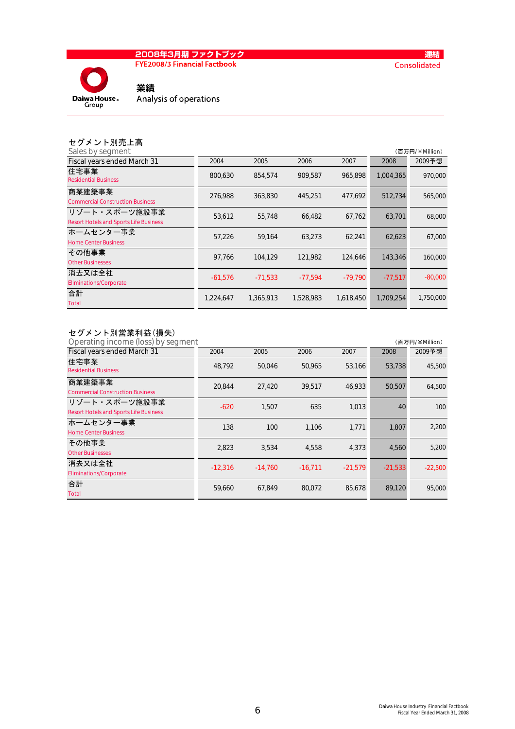2008年3月期 ファクトブック

FYE2008/3 Financial Factbook

連結

Consolidated

# 業績

Analysis of operations

## セグメント別売上高

Sales by segment

（百万円/￥Million）

| Fiscal years ended March 31 | 2004 | 2005 | 2006 | 2007 | 2008 | 2009予想 |
|---|---|---|---|---|---|---|
| 住宅事業<br>Residential Business | 800,630 | 854,574 | 909,587 | 965,898 | 1,004,365 | 970,000 |
| 商業建築事業<br>Commercial Construction Business | 276,988 | 363,830 | 445,251 | 477,692 | 512,734 | 565,000 |
| リゾート・スポーツ施設事業<br>Resort Hotels and Sports Life Business | 53,612 | 55,748 | 66,482 | 67,762 | 63,701 | 68,000 |
| ホームセンター事業<br>Home Center Business | 57,226 | 59,164 | 63,273 | 62,241 | 62,623 | 67,000 |
| その他事業<br>Other Businesses | 97,766 | 104,129 | 121,982 | 124,646 | 143,346 | 160,000 |
| 消去又は全社<br>Eliminations/Corporate | -61,576 | -71,533 | -77,594 | -79,790 | -77,517 | -80,000 |
| 合計<br>Total | 1,224,647 | 1,365,913 | 1,528,983 | 1,618,450 | 1,709,254 | 1,750,000 |

## セグメント別営業利益(損失)

Operating income (loss) by segment

（百万円/￥Million）

| Fiscal years ended March 31 | 2004 | 2005 | 2006 | 2007 | 2008 | 2009予想 |
|---|---|---|---|---|---|---|
| 住宅事業<br>Residential Business | 48,792 | 50,046 | 50,965 | 53,166 | 53,738 | 45,500 |
| 商業建築事業<br>Commercial Construction Business | 20,844 | 27,420 | 39,517 | 46,933 | 50,507 | 64,500 |
| リゾート・スポーツ施設事業<br>Resort Hotels and Sports Life Business | -620 | 1,507 | 635 | 1,013 | 40 | 100 |
| ホームセンター事業<br>Home Center Business | 138 | 100 | 1,106 | 1,771 | 1,807 | 2,200 |
| その他事業<br>Other Businesses | 2,823 | 3,534 | 4,558 | 4,373 | 4,560 | 5,200 |
| 消去又は全社<br>Eliminations/Corporate | -12,316 | -14,760 | -16,711 | -21,579 | -21,533 | -22,500 |
| 合計<br>Total | 59,660 | 67,849 | 80,072 | 85,678 | 89,120 | 95,000 |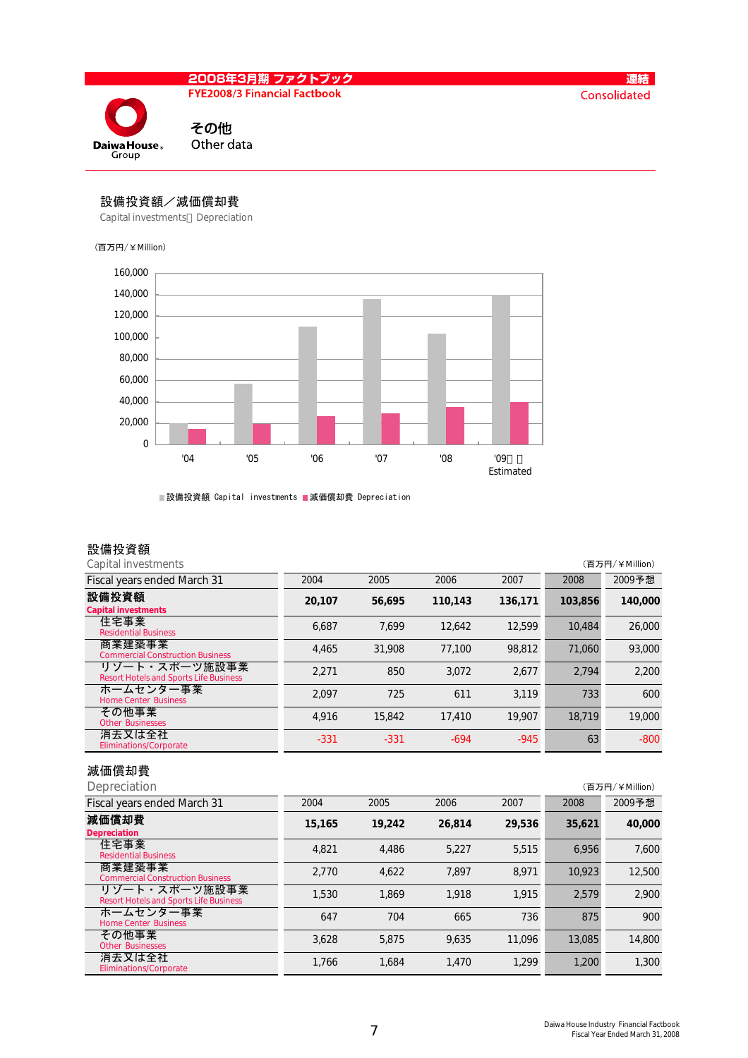# その他
Other data

## 設備投資額／減価償却費
Capital investments / Depreciation

(百万円/￥Million)

■設備投資額 Capital investments ■減価償却費 Depreciation

### 設備投資額
Capital investments

(百万円/￥Million)

| Fiscal years ended March 31 | 2004 | 2005 | 2006 | 2007 | 2008 | 2009予想 |
|---|---|---|---|---|---|---|
| **設備投資額** **Capital investments** | **20,107** | **56,695** | **110,143** | **136,171** | **103,856** | **140,000** |
| 住宅事業 Residential Business | 6,687 | 7,699 | 12,642 | 12,599 | 10,484 | 26,000 |
| 商業建築事業 Commercial Construction Business | 4,465 | 31,908 | 77,100 | 98,812 | 71,060 | 93,000 |
| リゾート・スポーツ施設事業 Resort Hotels and Sports Life Business | 2,271 | 850 | 3,072 | 2,677 | 2,794 | 2,200 |
| ホームセンター事業 Home Center Business | 2,097 | 725 | 611 | 3,119 | 733 | 600 |
| その他事業 Other Businesses | 4,916 | 15,842 | 17,410 | 19,907 | 18,719 | 19,000 |
| 消去又は全社 Eliminations/Corporate | -331 | -331 | -694 | -945 | 63 | -800 |

### 減価償却費
Depreciation

(百万円/￥Million)

| Fiscal years ended March 31 | 2004 | 2005 | 2006 | 2007 | 2008 | 2009予想 |
|---|---|---|---|---|---|---|
| **減価償却費** **Depreciation** | **15,165** | **19,242** | **26,814** | **29,536** | **35,621** | **40,000** |
| 住宅事業 Residential Business | 4,821 | 4,486 | 5,227 | 5,515 | 6,956 | 7,600 |
| 商業建築事業 Commercial Construction Business | 2,770 | 4,622 | 7,897 | 8,971 | 10,923 | 12,500 |
| リゾート・スポーツ施設事業 Resort Hotels and Sports Life Business | 1,530 | 1,869 | 1,918 | 1,915 | 2,579 | 2,900 |
| ホームセンター事業 Home Center Business | 647 | 704 | 665 | 736 | 875 | 900 |
| その他事業 Other Businesses | 3,628 | 5,875 | 9,635 | 11,096 | 13,085 | 14,800 |
| 消去又は全社 Eliminations/Corporate | 1,766 | 1,684 | 1,470 | 1,299 | 1,200 | 1,300 |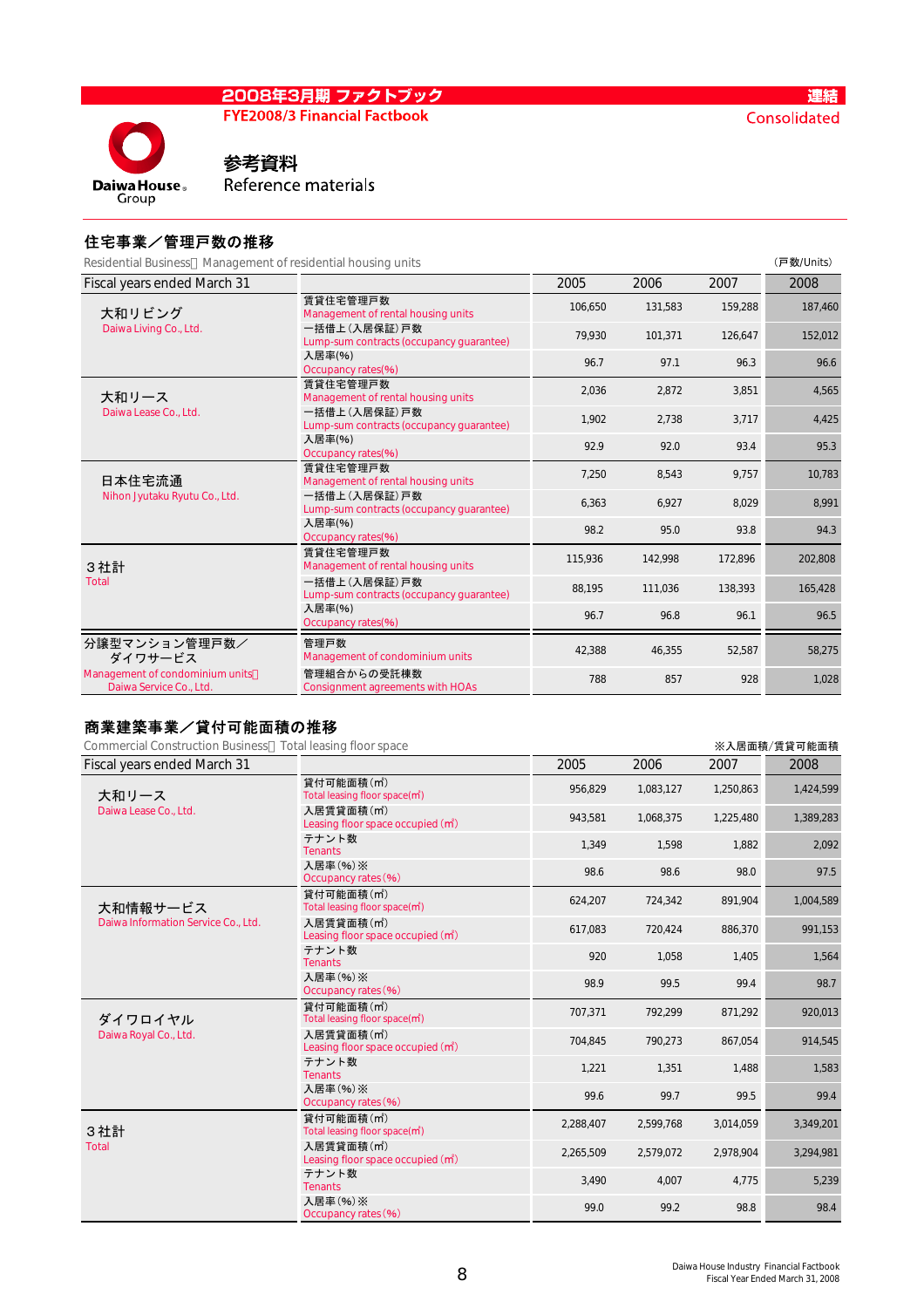2008年3月期 ファクトブック
FYE2008/3 Financial Factbook

連結
Consolidated

# 参考資料
Reference materials

## 住宅事業／管理戸数の推移

Residential Business　Management of residential housing units

（戸数/Units）

| Fiscal years ended March 31 | | 2005 | 2006 | 2007 | 2008 |
|---|---|---|---|---|---|
| 大和リビング Daiwa Living Co., Ltd. | 賃貸住宅管理戸数 Management of rental housing units | 106,650 | 131,583 | 159,288 | 187,460 |
| | 一括借上（入居保証）戸数 Lump-sum contracts (occupancy guarantee) | 79,930 | 101,371 | 126,647 | 152,012 |
| | 入居率(%) Occupancy rates(%) | 96.7 | 97.1 | 96.3 | 96.6 |
| 大和リース Daiwa Lease Co., Ltd. | 賃貸住宅管理戸数 Management of rental housing units | 2,036 | 2,872 | 3,851 | 4,565 |
| | 一括借上（入居保証）戸数 Lump-sum contracts (occupancy guarantee) | 1,902 | 2,738 | 3,717 | 4,425 |
| | 入居率(%) Occupancy rates(%) | 92.9 | 92.0 | 93.4 | 95.3 |
| 日本住宅流通 Nihon Jyutaku Ryutu Co., Ltd. | 賃貸住宅管理戸数 Management of rental housing units | 7,250 | 8,543 | 9,757 | 10,783 |
| | 一括借上（入居保証）戸数 Lump-sum contracts (occupancy guarantee) | 6,363 | 6,927 | 8,029 | 8,991 |
| | 入居率(%) Occupancy rates(%) | 98.2 | 95.0 | 93.8 | 94.3 |
| ３社計 Total | 賃貸住宅管理戸数 Management of rental housing units | 115,936 | 142,998 | 172,896 | 202,808 |
| | 一括借上（入居保証）戸数 Lump-sum contracts (occupancy guarantee) | 88,195 | 111,036 | 138,393 | 165,428 |
| | 入居率(%) Occupancy rates(%) | 96.7 | 96.8 | 96.1 | 96.5 |
| 分譲型マンション管理戸数／ダイワサービス Management of condominium units　Daiwa Service Co., Ltd. | 管理戸数 Management of condominium units | 42,388 | 46,355 | 52,587 | 58,275 |
| | 管理組合からの受託棟数 Consignment agreements with HOAs | 788 | 857 | 928 | 1,028 |

## 商業建築事業／貸付可能面積の推移

Commercial Construction Business　Total leasing floor space

※入居面積/賃貸可能面積

| Fiscal years ended March 31 | | 2005 | 2006 | 2007 | 2008 |
|---|---|---|---|---|---|
| 大和リース Daiwa Lease Co., Ltd. | 貸付可能面積(㎡) Total leasing floor space(㎡) | 956,829 | 1,083,127 | 1,250,863 | 1,424,599 |
| | 入居賃貸面積(㎡) Leasing floor space occupied (㎡) | 943,581 | 1,068,375 | 1,225,480 | 1,389,283 |
| | テナント数 Tenants | 1,349 | 1,598 | 1,882 | 2,092 |
| | 入居率(%)※ Occupancy rates(%) | 98.6 | 98.6 | 98.0 | 97.5 |
| 大和情報サービス Daiwa Information Service Co., Ltd. | 貸付可能面積(㎡) Total leasing floor space(㎡) | 624,207 | 724,342 | 891,904 | 1,004,589 |
| | 入居賃貸面積(㎡) Leasing floor space occupied (㎡) | 617,083 | 720,424 | 886,370 | 991,153 |
| | テナント数 Tenants | 920 | 1,058 | 1,405 | 1,564 |
| | 入居率(%)※ Occupancy rates(%) | 98.9 | 99.5 | 99.4 | 98.7 |
| ダイワロイヤル Daiwa Royal Co., Ltd. | 貸付可能面積(㎡) Total leasing floor space(㎡) | 707,371 | 792,299 | 871,292 | 920,013 |
| | 入居賃貸面積(㎡) Leasing floor space occupied (㎡) | 704,845 | 790,273 | 867,054 | 914,545 |
| | テナント数 Tenants | 1,221 | 1,351 | 1,488 | 1,583 |
| | 入居率(%)※ Occupancy rates(%) | 99.6 | 99.7 | 99.5 | 99.4 |
| ３社計 Total | 貸付可能面積(㎡) Total leasing floor space(㎡) | 2,288,407 | 2,599,768 | 3,014,059 | 3,349,201 |
| | 入居賃貸面積(㎡) Leasing floor space occupied (㎡) | 2,265,509 | 2,579,072 | 2,978,904 | 3,294,981 |
| | テナント数 Tenants | 3,490 | 4,007 | 4,775 | 5,239 |
| | 入居率(%)※ Occupancy rates(%) | 99.0 | 99.2 | 98.8 | 98.4 |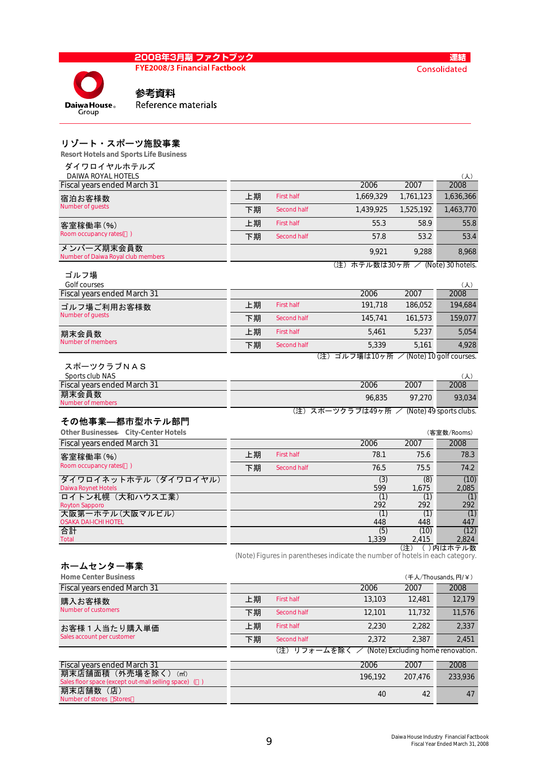2008年3月期 ファクトブック
FYE2008/3 Financial Factbook

連結
Consolidated

Daiwa House Group

## 参考資料
Reference materials

## リゾート・スポーツ施設事業
Resort Hotels and Sports Life Business

### ダイワロイヤルホテルズ
DAIWA ROYAL HOTELS

（人）

| Fiscal years ended March 31 | | | 2006 | 2007 | 2008 |
|---|---|---|---|---|---|
| 宿泊お客様数 Number of guests | 上期 | First half | 1,669,329 | 1,761,123 | 1,636,366 |
| | 下期 | Second half | 1,439,925 | 1,525,192 | 1,463,770 |
| 客室稼働率（%） Room occupancy rates(%) | 上期 | First half | 55.3 | 58.9 | 55.8 |
| | 下期 | Second half | 57.8 | 53.2 | 53.4 |
| メンバーズ期末会員数 Number of Daiwa Royal club members | | | 9,921 | 9,288 | 8,968 |

（注）ホテル数は30ヶ所 ／ (Note) 30 hotels.

### ゴルフ場
Golf courses

（人）

| Fiscal years ended March 31 | | | 2006 | 2007 | 2008 |
|---|---|---|---|---|---|
| ゴルフ場ご利用お客様数 Number of guests | 上期 | First half | 191,718 | 186,052 | 194,684 |
| | 下期 | Second half | 145,741 | 161,573 | 159,077 |
| 期末会員数 Number of members | 上期 | First half | 5,461 | 5,237 | 5,054 |
| | 下期 | Second half | 5,339 | 5,161 | 4,928 |

（注）ゴルフ場は10ヶ所 ／ (Note) 10 golf courses.

### スポーツクラブＮＡＳ
Sports club NAS

（人）

| Fiscal years ended March 31 | 2006 | 2007 | 2008 |
|---|---|---|---|
| 期末会員数 Number of members | 96,835 | 97,270 | 93,034 |

（注）スポーツクラブは49ヶ所 ／ (Note) 49 sports clubs.

## その他事業―都市型ホテル部門
Other Businesses-City-Center Hotels

（客室数/Rooms）

| Fiscal years ended March 31 | | | 2006 | 2007 | 2008 |
|---|---|---|---|---|---|
| 客室稼働率（%） Room occupancy rates(%) | 上期 | First half | 78.1 | 75.6 | 78.3 |
| | 下期 | Second half | 76.5 | 75.5 | 74.2 |
| ダイワロイネットホテル（ダイワロイヤル） Daiwa Roynet Hotels | | | (3) 599 | (8) 1,675 | (10) 2,085 |
| ロイトン札幌（大和ハウス工業） Royton Sapporo | | | (1) 292 | (1) 292 | (1) 292 |
| 大阪第一ホテル（大阪マルビル） OSAKA DAI-ICHI HOTEL | | | (1) 448 | (1) 448 | (1) 447 |
| 合計 Total | | | (5) 1,339 | (10) 2,415 | (12) 2,824 |

（注）（ ）内はホテル数
(Note) Figures in parentheses indicate the number of hotels in each category.

## ホームセンター事業
Home Center Business

（千人/Thousands, 円/￥）

| Fiscal years ended March 31 | | | 2006 | 2007 | 2008 |
|---|---|---|---|---|---|
| 購入お客様数 Number of customers | 上期 | First half | 13,103 | 12,481 | 12,179 |
| | 下期 | Second half | 12,101 | 11,732 | 11,576 |
| お客様１人当たり購入単価 Sales account per customer | 上期 | First half | 2,230 | 2,282 | 2,337 |
| | 下期 | Second half | 2,372 | 2,387 | 2,451 |

（注）リフォームを除く ／ (Note) Excluding home renovation.

| Fiscal years ended March 31 | 2006 | 2007 | 2008 |
|---|---|---|---|
| 期末店舗面積（外売場を除く）（㎡） Sales floor space (except out-mall selling space) (㎡) | 196,192 | 207,476 | 233,936 |
| 期末店舗数（店） Number of stores (Stores) | 40 | 42 | 47 |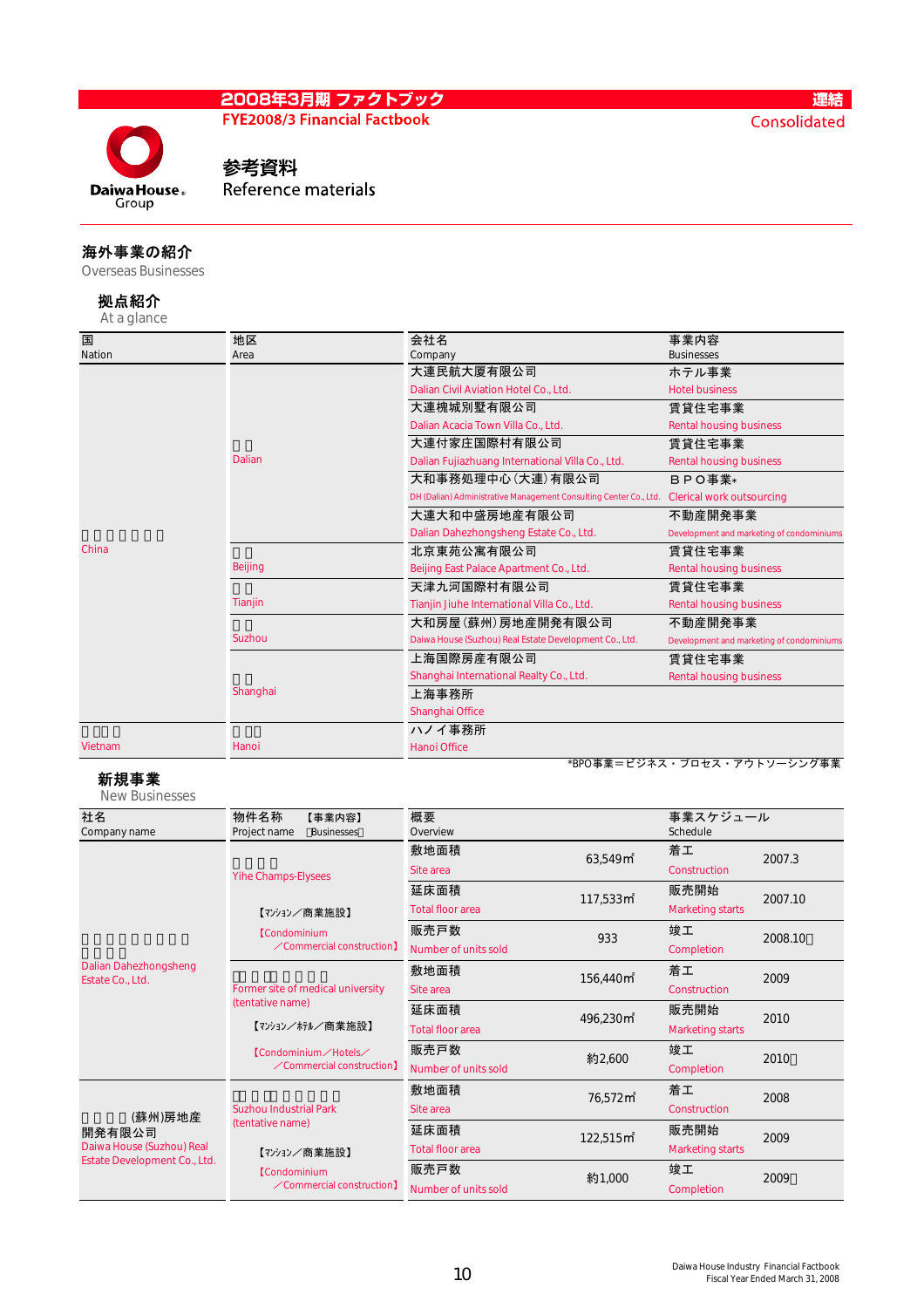# 参考資料
Reference materials

## 海外事業の紹介
Overseas Businesses

### 拠点紹介
At a glance

| 国<br>Nation | 地区<br>Area | 会社名<br>Company | 事業内容<br>Businesses |
|---|---|---|---|
| 中華人民共和国<br>China | 大連<br>Dalian | 大連民航大厦有限公司<br>Dalian Civil Aviation Hotel Co., Ltd. | ホテル事業<br>Hotel business |
| | | 大連槐城別墅有限公司<br>Dalian Acacia Town Villa Co., Ltd. | 賃貸住宅事業<br>Rental housing business |
| | | 大連付家庄国際村有限公司<br>Dalian Fujiazhuang International Villa Co., Ltd. | 賃貸住宅事業<br>Rental housing business |
| | | 大和事務処理中心（大連）有限公司<br>DH (Dalian) Administrative Management Consulting Center Co., Ltd. | ＢＰＯ事業*<br>Clerical work outsourcing |
| | | 大連大和中盛房地産有限公司<br>Dalian Dahezhongsheng Estate Co., Ltd. | 不動産開発事業<br>Development and marketing of condominiums |
| | 北京<br>Beijing | 北京東苑公寓有限公司<br>Beijing East Palace Apartment Co., Ltd. | 賃貸住宅事業<br>Rental housing business |
| | 天津<br>Tianjin | 天津九河国際村有限公司<br>Tianjin Jiuhe International Villa Co., Ltd. | 賃貸住宅事業<br>Rental housing business |
| | 蘇州<br>Suzhou | 大和房屋（蘇州）房地産開発有限公司<br>Daiwa House (Suzhou) Real Estate Development Co., Ltd. | 不動産開発事業<br>Development and marketing of condominiums |
| | 上海<br>Shanghai | 上海国際房産有限公司<br>Shanghai International Realty Co., Ltd. | 賃貸住宅事業<br>Rental housing business |
| | | 上海事務所<br>Shanghai Office | |
| ベトナム<br>Vietnam | ハノイ<br>Hanoi | ハノイ事務所<br>Hanoi Office | |

*BPO事業＝ビジネス・プロセス・アウトソーシング事業

### 新規事業
New Businesses

| 社名<br>Company name | 物件名称 【事業内容】<br>Project name 【Businesses】 | 概要<br>Overview | | 事業スケジュール<br>Schedule | |
|---|---|---|---|---|---|
| 大連大和中盛房地産有限公司<br>Dalian Dahezhongsheng Estate Co., Ltd. | 頤和香榭<br>Yihe Champs-Elysees<br>【マンション／商業施設】<br>【Condominium ／Commercial construction】 | 敷地面積<br>Site area | 63,549㎡ | 着工<br>Construction | 2007.3 |
| | | 延床面積<br>Total floor area | 117,533㎡ | 販売開始<br>Marketing starts | 2007.10 |
| | | 販売戸数<br>Number of units sold | 933 | 竣工<br>Completion | 2008.10予 |
| | 医科大学跡地（仮称）<br>Former site of medical university (tentative name)<br>【マンション／ホテル／商業施設】<br>【Condominium／Hotels／ ／Commercial construction】 | 敷地面積<br>Site area | 156,440㎡ | 着工<br>Construction | 2009 |
| | | 延床面積<br>Total floor area | 496,230㎡ | 販売開始<br>Marketing starts | 2010 |
| | | 販売戸数<br>Number of units sold | 約2,600 | 竣工<br>Completion | 2010予 |
| 大和房屋(蘇州)房地産開発有限公司<br>Daiwa House (Suzhou) Real Estate Development Co., Ltd. | 蘇州工業園区（仮称）<br>Suzhou Industrial Park (tentative name)<br>【マンション／商業施設】<br>【Condominium ／Commercial construction】 | 敷地面積<br>Site area | 76,572㎡ | 着工<br>Construction | 2008 |
| | | 延床面積<br>Total floor area | 122,515㎡ | 販売開始<br>Marketing starts | 2009 |
| | | 販売戸数<br>Number of units sold | 約1,000 | 竣工<br>Completion | 2009予 |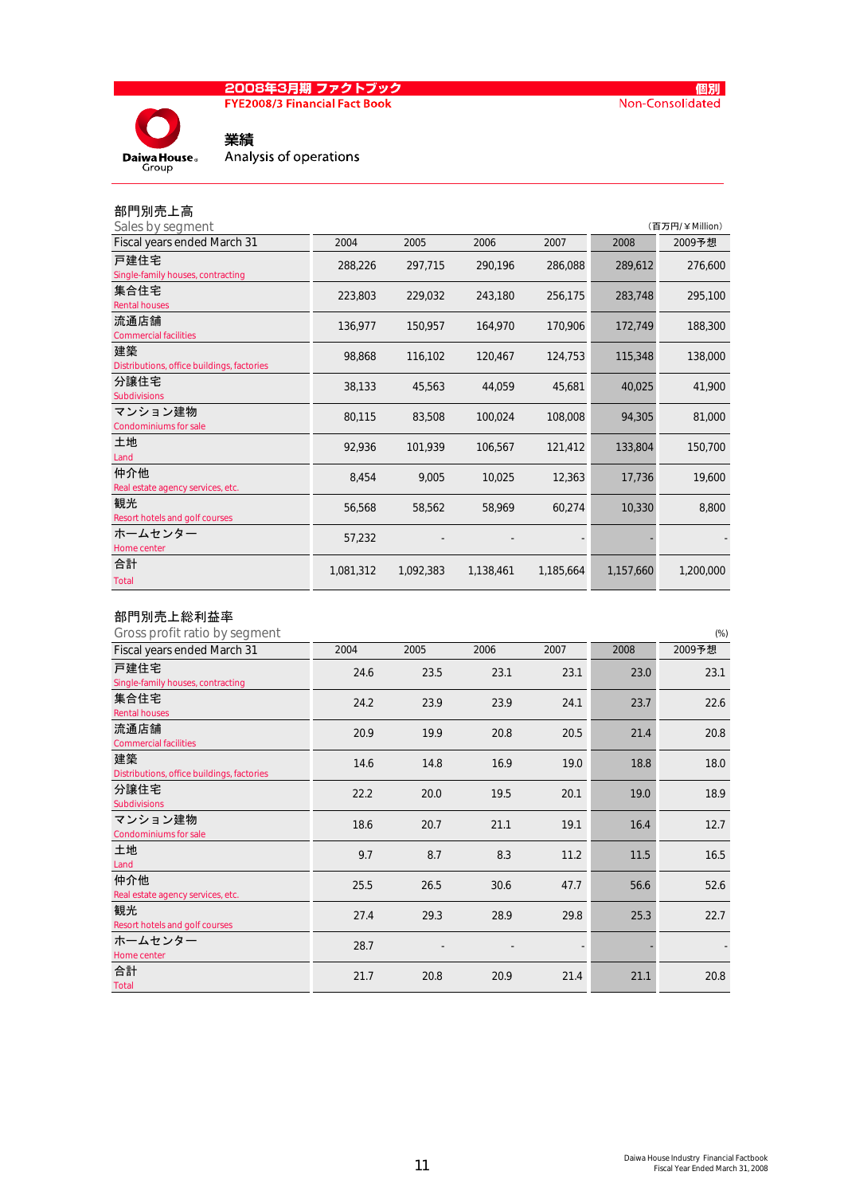2008年3月期 ファクトブック
FYE2008/3 Financial Fact Book

個別
Non-Consolidated

## 業績
## Analysis of operations

### 部門別売上高
### Sales by segment

（百万円/￥Million）

| Fiscal years ended March 31 | 2004 | 2005 | 2006 | 2007 | 2008 | 2009予想 |
|---|---|---|---|---|---|---|
| 戸建住宅 Single-family houses, contracting | 288,226 | 297,715 | 290,196 | 286,088 | 289,612 | 276,600 |
| 集合住宅 Rental houses | 223,803 | 229,032 | 243,180 | 256,175 | 283,748 | 295,100 |
| 流通店舗 Commercial facilities | 136,977 | 150,957 | 164,970 | 170,906 | 172,749 | 188,300 |
| 建築 Distributions, office buildings, factories | 98,868 | 116,102 | 120,467 | 124,753 | 115,348 | 138,000 |
| 分譲住宅 Subdivisions | 38,133 | 45,563 | 44,059 | 45,681 | 40,025 | 41,900 |
| マンション建物 Condominiums for sale | 80,115 | 83,508 | 100,024 | 108,008 | 94,305 | 81,000 |
| 土地 Land | 92,936 | 101,939 | 106,567 | 121,412 | 133,804 | 150,700 |
| 仲介他 Real estate agency services, etc. | 8,454 | 9,005 | 10,025 | 12,363 | 17,736 | 19,600 |
| 観光 Resort hotels and golf courses | 56,568 | 58,562 | 58,969 | 60,274 | 10,330 | 8,800 |
| ホームセンター Home center | 57,232 | - | - | - | - | - |
| 合計 Total | 1,081,312 | 1,092,383 | 1,138,461 | 1,185,664 | 1,157,660 | 1,200,000 |

### 部門別売上総利益率
### Gross profit ratio by segment

(%)

| Fiscal years ended March 31 | 2004 | 2005 | 2006 | 2007 | 2008 | 2009予想 |
|---|---|---|---|---|---|---|
| 戸建住宅 Single-family houses, contracting | 24.6 | 23.5 | 23.1 | 23.1 | 23.0 | 23.1 |
| 集合住宅 Rental houses | 24.2 | 23.9 | 23.9 | 24.1 | 23.7 | 22.6 |
| 流通店舗 Commercial facilities | 20.9 | 19.9 | 20.8 | 20.5 | 21.4 | 20.8 |
| 建築 Distributions, office buildings, factories | 14.6 | 14.8 | 16.9 | 19.0 | 18.8 | 18.0 |
| 分譲住宅 Subdivisions | 22.2 | 20.0 | 19.5 | 20.1 | 19.0 | 18.9 |
| マンション建物 Condominiums for sale | 18.6 | 20.7 | 21.1 | 19.1 | 16.4 | 12.7 |
| 土地 Land | 9.7 | 8.7 | 8.3 | 11.2 | 11.5 | 16.5 |
| 仲介他 Real estate agency services, etc. | 25.5 | 26.5 | 30.6 | 47.7 | 56.6 | 52.6 |
| 観光 Resort hotels and golf courses | 27.4 | 29.3 | 28.9 | 29.8 | 25.3 | 22.7 |
| ホームセンター Home center | 28.7 | - | - | - | - | - |
| 合計 Total | 21.7 | 20.8 | 20.9 | 21.4 | 21.1 | 20.8 |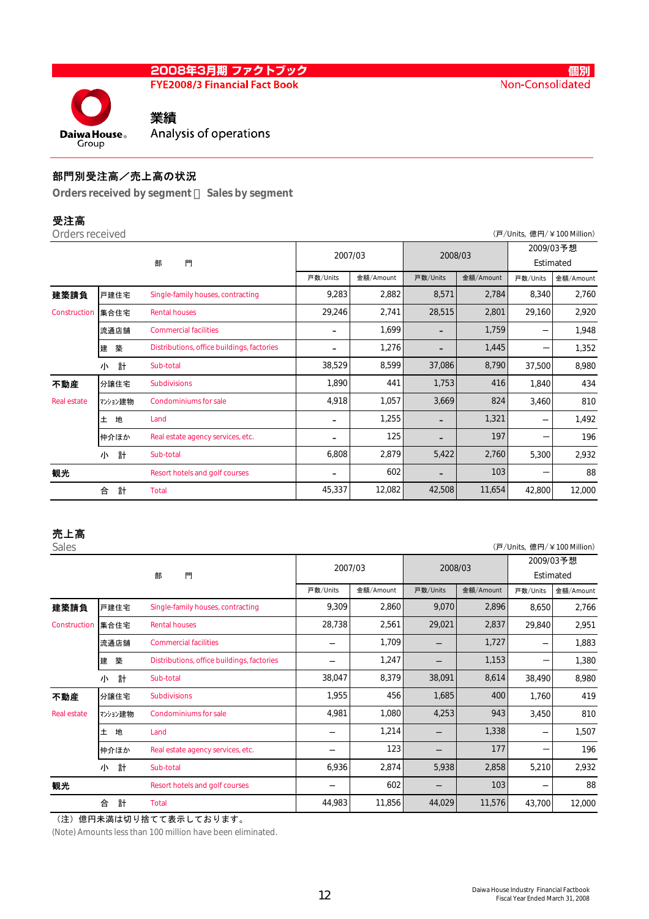# 業績
Analysis of operations

## 部門別受注高／売上高の状況
**Orders received by segment・Sales by segment**

### 受注高
Orders received

（戸/Units, 億円/￥100 Million）

| | | 部　門 | 2007/03 | | 2008/03 | | 2009/03予想 Estimated | |
|---|---|---|---|---|---|---|---|---|
| | | | 戸数/Units | 金額/Amount | 戸数/Units | 金額/Amount | 戸数/Units | 金額/Amount |
| 建築請負 | 戸建住宅 | Single-family houses, contracting | 9,283 | 2,882 | 8,571 | 2,784 | 8,340 | 2,760 |
| Construction | 集合住宅 | Rental houses | 29,246 | 2,741 | 28,515 | 2,801 | 29,160 | 2,920 |
| | 流通店舗 | Commercial facilities | – | 1,699 | – | 1,759 | — | 1,948 |
| | 建　築 | Distributions, office buildings, factories | – | 1,276 | – | 1,445 | — | 1,352 |
| | 小　計 | Sub-total | 38,529 | 8,599 | 37,086 | 8,790 | 37,500 | 8,980 |
| 不動産 | 分譲住宅 | Subdivisions | 1,890 | 441 | 1,753 | 416 | 1,840 | 434 |
| Real estate | ﾏﾝｼｮﾝ建物 | Condominiums for sale | 4,918 | 1,057 | 3,669 | 824 | 3,460 | 810 |
| | 土　地 | Land | – | 1,255 | – | 1,321 | — | 1,492 |
| | 仲介ほか | Real estate agency services, etc. | – | 125 | – | 197 | — | 196 |
| | 小　計 | Sub-total | 6,808 | 2,879 | 5,422 | 2,760 | 5,300 | 2,932 |
| 観光 | | Resort hotels and golf courses | – | 602 | – | 103 | — | 88 |
| | 合　計 | Total | 45,337 | 12,082 | 42,508 | 11,654 | 42,800 | 12,000 |

### 売上高
Sales

（戸/Units, 億円/￥100 Million）

| | | 部　門 | 2007/03 | | 2008/03 | | 2009/03予想 Estimated | |
|---|---|---|---|---|---|---|---|---|
| | | | 戸数/Units | 金額/Amount | 戸数/Units | 金額/Amount | 戸数/Units | 金額/Amount |
| 建築請負 | 戸建住宅 | Single-family houses, contracting | 9,309 | 2,860 | 9,070 | 2,896 | 8,650 | 2,766 |
| Construction | 集合住宅 | Rental houses | 28,738 | 2,561 | 29,021 | 2,837 | 29,840 | 2,951 |
| | 流通店舗 | Commercial facilities | — | 1,709 | — | 1,727 | — | 1,883 |
| | 建　築 | Distributions, office buildings, factories | — | 1,247 | — | 1,153 | — | 1,380 |
| | 小　計 | Sub-total | 38,047 | 8,379 | 38,091 | 8,614 | 38,490 | 8,980 |
| 不動産 | 分譲住宅 | Subdivisions | 1,955 | 456 | 1,685 | 400 | 1,760 | 419 |
| Real estate | ﾏﾝｼｮﾝ建物 | Condominiums for sale | 4,981 | 1,080 | 4,253 | 943 | 3,450 | 810 |
| | 土　地 | Land | — | 1,214 | — | 1,338 | — | 1,507 |
| | 仲介ほか | Real estate agency services, etc. | — | 123 | — | 177 | — | 196 |
| | 小　計 | Sub-total | 6,936 | 2,874 | 5,938 | 2,858 | 5,210 | 2,932 |
| 観光 | | Resort hotels and golf courses | — | 602 | — | 103 | — | 88 |
| | 合　計 | Total | 44,983 | 11,856 | 44,029 | 11,576 | 43,700 | 12,000 |

（注）億円未満は切り捨てて表示しております。
(Note) Amounts less than 100 million have been eliminated.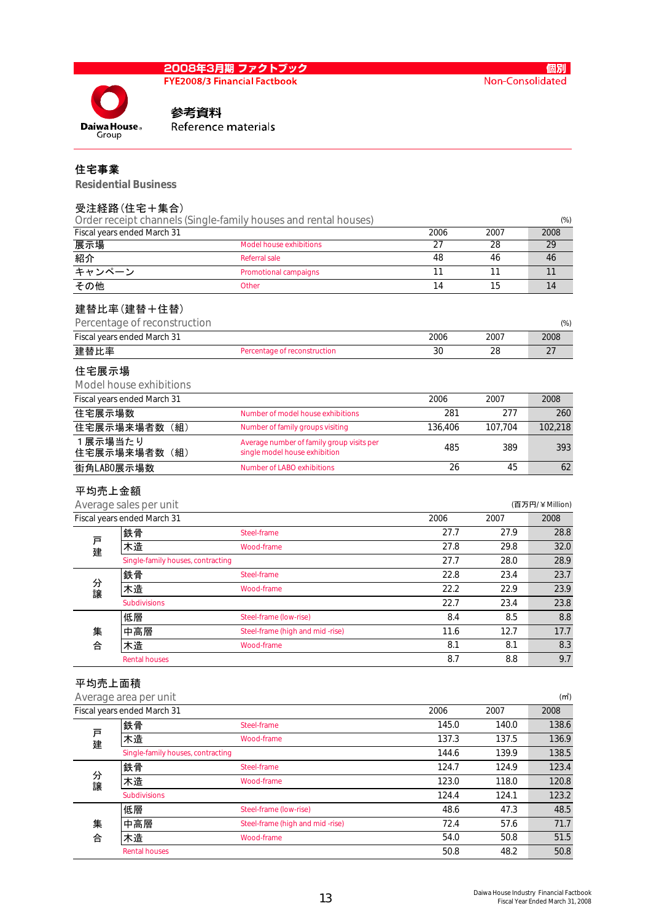# 参考資料
Reference materials

## 住宅事業
**Residential Business**

### 受注経路(住宅＋集合)
Order receipt channels (Single-family houses and rental houses)

(%)

| Fiscal years ended March 31 | | 2006 | 2007 | 2008 |
|---|---|---|---|---|
| 展示場 | Model house exhibitions | 27 | 28 | 29 |
| 紹介 | Referral sale | 48 | 46 | 46 |
| キャンペーン | Promotional campaigns | 11 | 11 | 11 |
| その他 | Other | 14 | 15 | 14 |

### 建替比率(建替＋住替)
Percentage of reconstruction

(%)

| Fiscal years ended March 31 | | 2006 | 2007 | 2008 |
|---|---|---|---|---|
| 建替比率 | Percentage of reconstruction | 30 | 28 | 27 |

### 住宅展示場
Model house exhibitions

| Fiscal years ended March 31 | | 2006 | 2007 | 2008 |
|---|---|---|---|---|
| 住宅展示場数 | Number of model house exhibitions | 281 | 277 | 260 |
| 住宅展示場来場者数（組） | Number of family groups visiting | 136,406 | 107,704 | 102,218 |
| １展示場当たり住宅展示場来場者数（組） | Average number of family group visits per single model house exhibition | 485 | 389 | 393 |
| 街角LABO展示場数 | Number of LABO exhibitions | 26 | 45 | 62 |

### 平均売上金額
Average sales per unit

(百万円/￥Million)

| Fiscal years ended March 31 | | | 2006 | 2007 | 2008 |
|---|---|---|---|---|---|
| 戸建 | 鉄骨 | Steel-frame | 27.7 | 27.9 | 28.8 |
| | 木造 | Wood-frame | 27.8 | 29.8 | 32.0 |
| | Single-family houses, contracting | | 27.7 | 28.0 | 28.9 |
| 分譲 | 鉄骨 | Steel-frame | 22.8 | 23.4 | 23.7 |
| | 木造 | Wood-frame | 22.2 | 22.9 | 23.9 |
| | Subdivisions | | 22.7 | 23.4 | 23.8 |
| 集合 | 低層 | Steel-frame (low-rise) | 8.4 | 8.5 | 8.8 |
| | 中高層 | Steel-frame (high and mid -rise) | 11.6 | 12.7 | 17.7 |
| | 木造 | Wood-frame | 8.1 | 8.1 | 8.3 |
| | Rental houses | | 8.7 | 8.8 | 9.7 |

### 平均売上面積
Average area per unit

(㎡)

| Fiscal years ended March 31 | | | 2006 | 2007 | 2008 |
|---|---|---|---|---|---|
| 戸建 | 鉄骨 | Steel-frame | 145.0 | 140.0 | 138.6 |
| | 木造 | Wood-frame | 137.3 | 137.5 | 136.9 |
| | Single-family houses, contracting | | 144.6 | 139.9 | 138.5 |
| 分譲 | 鉄骨 | Steel-frame | 124.7 | 124.9 | 123.4 |
| | 木造 | Wood-frame | 123.0 | 118.0 | 120.8 |
| | Subdivisions | | 124.4 | 124.1 | 123.2 |
| 集合 | 低層 | Steel-frame (low-rise) | 48.6 | 47.3 | 48.5 |
| | 中高層 | Steel-frame (high and mid -rise) | 72.4 | 57.6 | 71.7 |
| | 木造 | Wood-frame | 54.0 | 50.8 | 51.5 |
| | Rental houses | | 50.8 | 48.2 | 50.8 |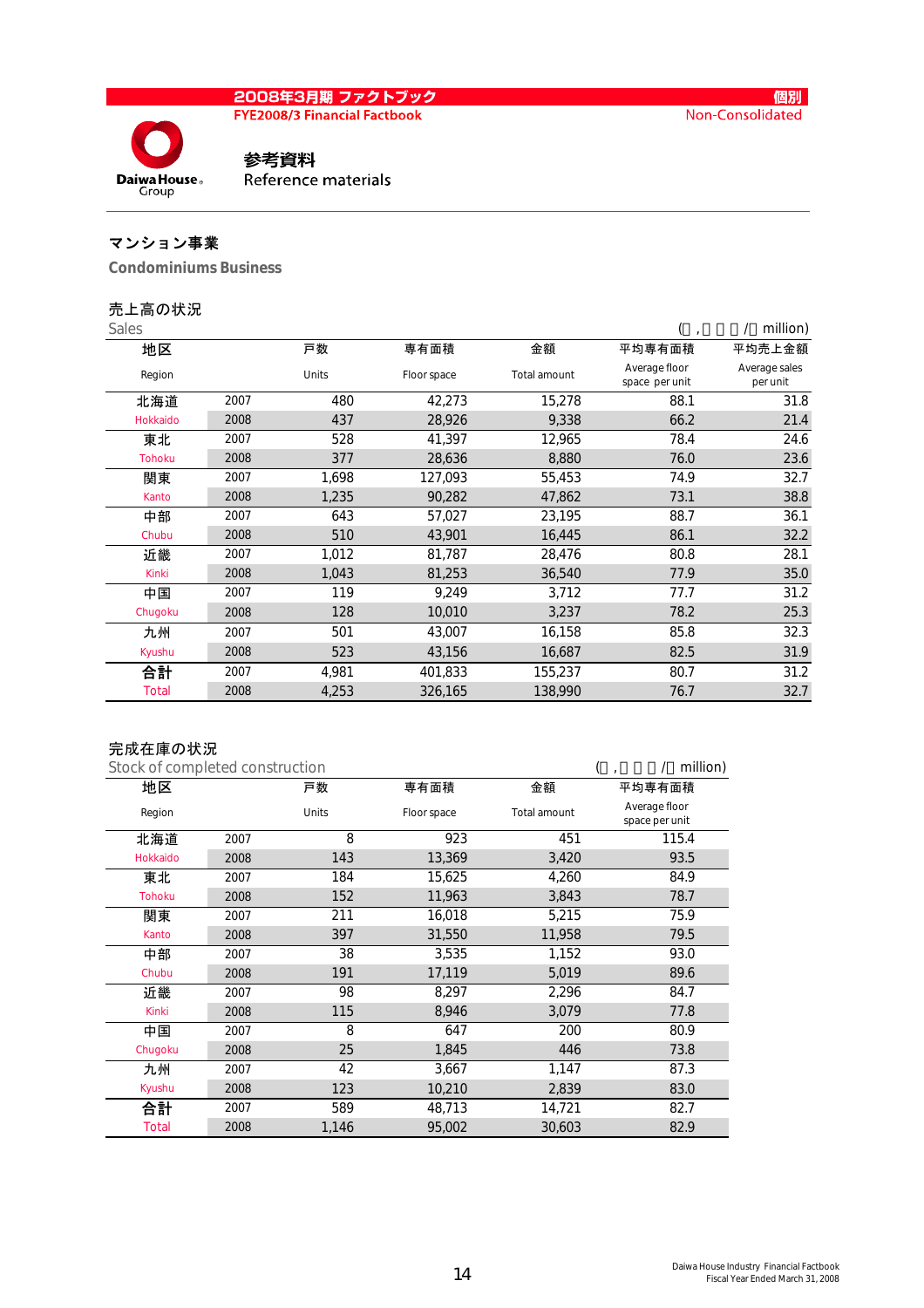2008年3月期 ファクトブック
FYE2008/3 Financial Factbook

個別
Non-Consolidated

# 参考資料
Reference materials

## マンション事業
## Condominiums Business

### 売上高の状況
### Sales

(戸, ㎡, 百万円/¥ million)

| 地区 Region | | 戸数 Units | 専有面積 Floor space | 金額 Total amount | 平均専有面積 Average floor space per unit | 平均売上金額 Average sales per unit |
|---|---|---|---|---|---|---|
| 北海道 | 2007 | 480 | 42,273 | 15,278 | 88.1 | 31.8 |
| Hokkaido | 2008 | 437 | 28,926 | 9,338 | 66.2 | 21.4 |
| 東北 | 2007 | 528 | 41,397 | 12,965 | 78.4 | 24.6 |
| Tohoku | 2008 | 377 | 28,636 | 8,880 | 76.0 | 23.6 |
| 関東 | 2007 | 1,698 | 127,093 | 55,453 | 74.9 | 32.7 |
| Kanto | 2008 | 1,235 | 90,282 | 47,862 | 73.1 | 38.8 |
| 中部 | 2007 | 643 | 57,027 | 23,195 | 88.7 | 36.1 |
| Chubu | 2008 | 510 | 43,901 | 16,445 | 86.1 | 32.2 |
| 近畿 | 2007 | 1,012 | 81,787 | 28,476 | 80.8 | 28.1 |
| Kinki | 2008 | 1,043 | 81,253 | 36,540 | 77.9 | 35.0 |
| 中国 | 2007 | 119 | 9,249 | 3,712 | 77.7 | 31.2 |
| Chugoku | 2008 | 128 | 10,010 | 3,237 | 78.2 | 25.3 |
| 九州 | 2007 | 501 | 43,007 | 16,158 | 85.8 | 32.3 |
| Kyushu | 2008 | 523 | 43,156 | 16,687 | 82.5 | 31.9 |
| 合計 | 2007 | 4,981 | 401,833 | 155,237 | 80.7 | 31.2 |
| Total | 2008 | 4,253 | 326,165 | 138,990 | 76.7 | 32.7 |

### 完成在庫の状況
### Stock of completed construction

(戸, ㎡, 百万円/¥ million)

| 地区 Region | | 戸数 Units | 専有面積 Floor space | 金額 Total amount | 平均専有面積 Average floor space per unit |
|---|---|---|---|---|---|
| 北海道 | 2007 | 8 | 923 | 451 | 115.4 |
| Hokkaido | 2008 | 143 | 13,369 | 3,420 | 93.5 |
| 東北 | 2007 | 184 | 15,625 | 4,260 | 84.9 |
| Tohoku | 2008 | 152 | 11,963 | 3,843 | 78.7 |
| 関東 | 2007 | 211 | 16,018 | 5,215 | 75.9 |
| Kanto | 2008 | 397 | 31,550 | 11,958 | 79.5 |
| 中部 | 2007 | 38 | 3,535 | 1,152 | 93.0 |
| Chubu | 2008 | 191 | 17,119 | 5,019 | 89.6 |
| 近畿 | 2007 | 98 | 8,297 | 2,296 | 84.7 |
| Kinki | 2008 | 115 | 8,946 | 3,079 | 77.8 |
| 中国 | 2007 | 8 | 647 | 200 | 80.9 |
| Chugoku | 2008 | 25 | 1,845 | 446 | 73.8 |
| 九州 | 2007 | 42 | 3,667 | 1,147 | 87.3 |
| Kyushu | 2008 | 123 | 10,210 | 2,839 | 83.0 |
| 合計 | 2007 | 589 | 48,713 | 14,721 | 82.7 |
| Total | 2008 | 1,146 | 95,002 | 30,603 | 82.9 |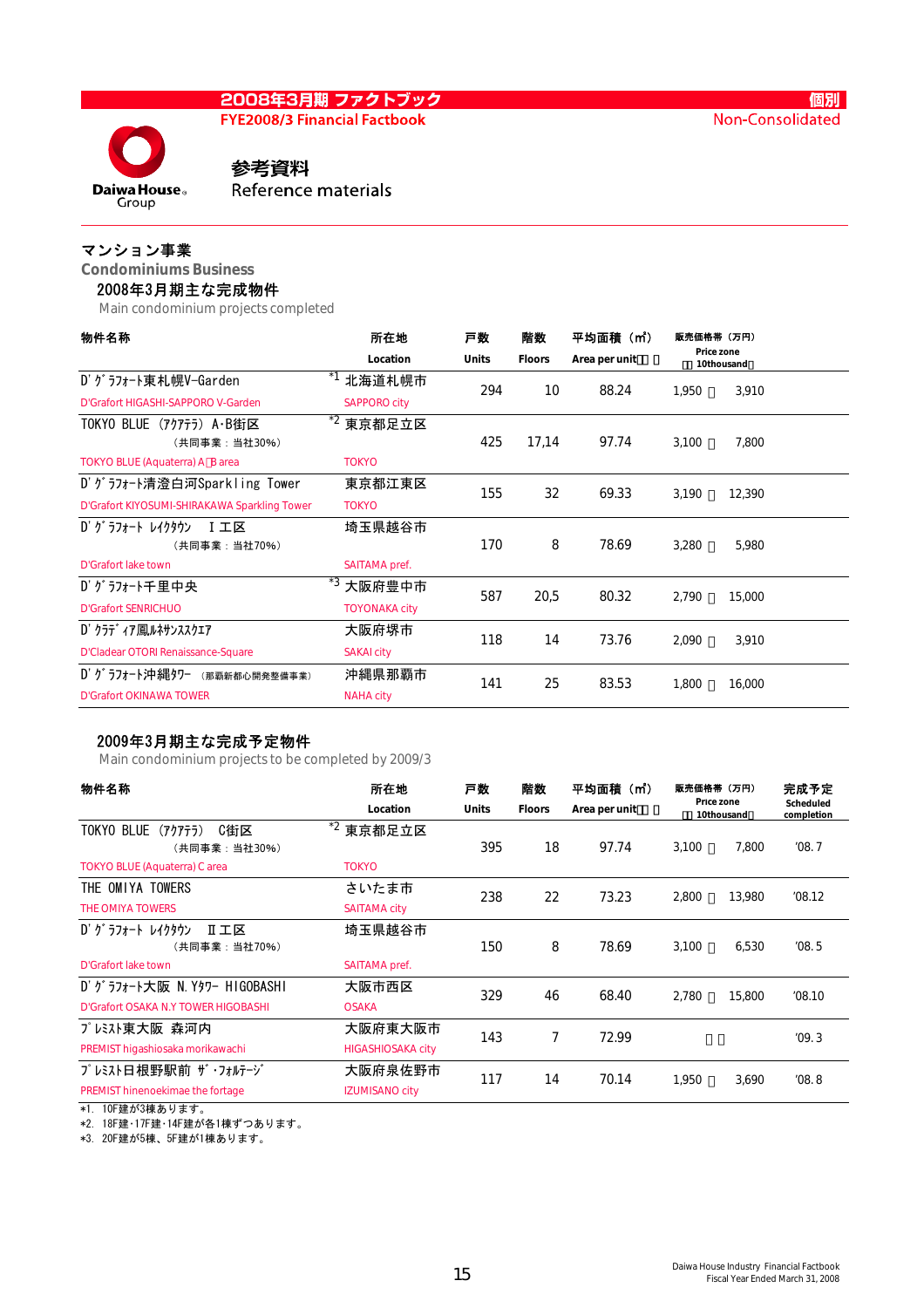2008年3月期 ファクトブック
FYE2008/3 Financial Factbook

個別
Non-Consolidated

# 参考資料
Reference materials

## マンション事業
## Condominiums Business

### 2008年3月期主な完成物件
Main condominium projects completed

| 物件名称 | 所在地 Location | 戸数 Units | 階数 Floors | 平均面積（㎡） Area per unit | 販売価格帯（万円） Price zone 10thousand |
|---|---|---|---|---|---|
| D'グラフォート東札幌V-Garden D'Grafort HIGASHI-SAPPORO V-Garden | *1 北海道札幌市 SAPPORO city | 294 | 10 | 88.24 | 1,950 ～ 3,910 |
| TOKYO BLUE（アクアテラ） A･B街区（共同事業：当社30%） TOKYO BLUE (Aquaterra) A･B area | *2 東京都足立区 TOKYO | 425 | 17,14 | 97.74 | 3,100 ～ 7,800 |
| D'グラフォート清澄白河Sparkling Tower D'Grafort KIYOSUMI-SHIRAKAWA Sparkling Tower | 東京都江東区 TOKYO | 155 | 32 | 69.33 | 3,190 ～ 12,390 |
| D'グラフォート レイクタウン Ⅰ工区（共同事業：当社70%） D'Grafort lake town | 埼玉県越谷市 SAITAMA pref. | 170 | 8 | 78.69 | 3,280 ～ 5,980 |
| D'グラフォート千里中央 D'Grafort SENRICHUO | *3 大阪府豊中市 TOYONAKA city | 587 | 20,5 | 80.32 | 2,790 ～ 15,000 |
| D'クラディア鳳ルネサンススクエア D'Cladear OTORI Renaissance-Square | 大阪府堺市 SAKAI city | 118 | 14 | 73.76 | 2,090 ～ 3,910 |
| D'グラフォート沖縄タワー（那覇新都心開発整備事業） D'Grafort OKINAWA TOWER | 沖縄県那覇市 NAHA city | 141 | 25 | 83.53 | 1,800 ～ 16,000 |

### 2009年3月期主な完成予定物件
Main condominium projects to be completed by 2009/3

| 物件名称 | 所在地 Location | 戸数 Units | 階数 Floors | 平均面積（㎡） Area per unit | 販売価格帯（万円） Price zone 10thousand | 完成予定 Scheduled completion |
|---|---|---|---|---|---|---|
| TOKYO BLUE（アクアテラ） C街区（共同事業：当社30%） TOKYO BLUE (Aquaterra) C area | *2 東京都足立区 TOKYO | 395 | 18 | 97.74 | 3,100 ～ 7,800 | '08. 7 |
| THE OMIYA TOWERS | さいたま市 SAITAMA city | 238 | 22 | 73.23 | 2,800 ～ 13,980 | '08.12 |
| D'グラフォート レイクタウン Ⅱ工区（共同事業：当社70%） D'Grafort lake town | 埼玉県越谷市 SAITAMA pref. | 150 | 8 | 78.69 | 3,100 ～ 6,530 | '08. 5 |
| D'グラフォート大阪 N.Yタワー HIGOBASHI D'Grafort OSAKA N.Y TOWER HIGOBASHI | 大阪市西区 OSAKA | 329 | 46 | 68.40 | 2,780 ～ 15,800 | '08.10 |
| プレミスト東大阪 森河内 PREMIST higashiosaka morikawachi | 大阪府東大阪市 HIGASHIOSAKA city | 143 | 7 | 72.99 | ～ | '09. 3 |
| プレミスト日根野駅前 ザ・フォルテージ PREMIST hinenoekimae the fortage | 大阪府泉佐野市 IZUMISANO city | 117 | 14 | 70.14 | 1,950 ～ 3,690 | '08. 8 |

*1. 10F建が3棟あります。
*2. 18F建・17F建・14F建が各1棟ずつあります。
*3. 20F建が5棟、5F建が1棟あります。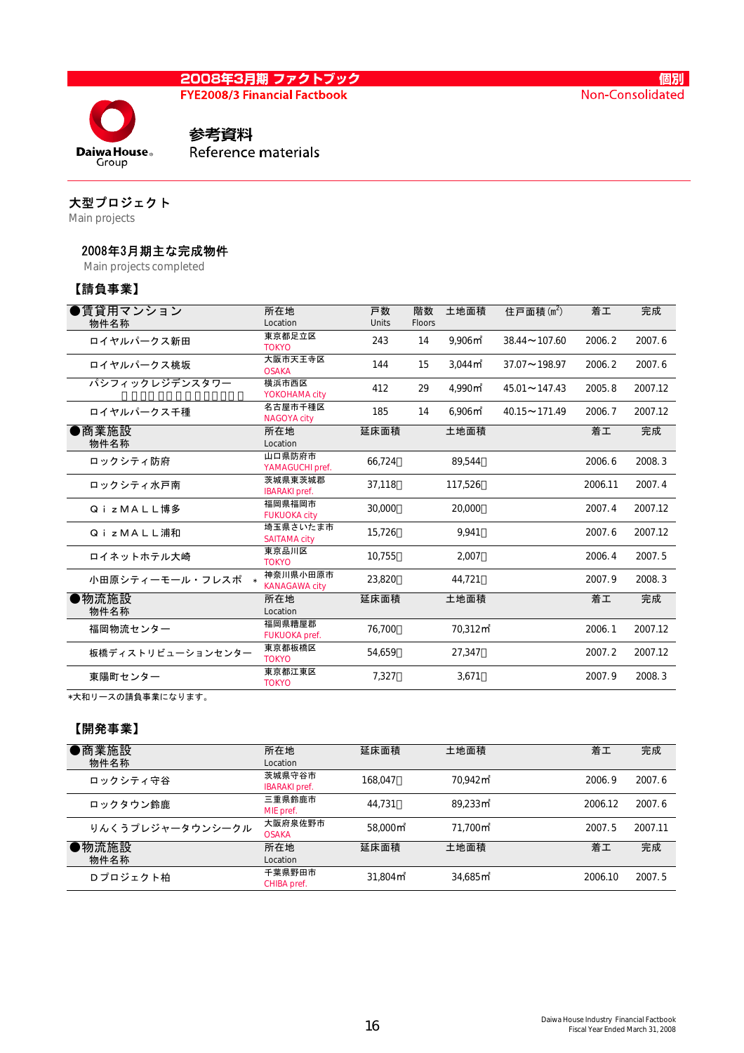2008年3月期 ファクトブック
FYE2008/3 Financial Factbook

個別
Non-Consolidated

# 参考資料
Reference materials

## 大型プロジェクト
Main projects

### 2008年3月期主な完成物件
Main projects completed

#### 【請負事業】

| ●賃貸用マンション 物件名称 | 所在地 Location | 戸数 Units | 階数 Floors | 土地面積 | 住戸面積 (㎡) | 着工 | 完成 |
|---|---|---|---|---|---|---|---|
| ロイヤルパークス新田 | 東京都足立区 TOKYO | 243 | 14 | 9,906㎡ | 38.44～107.60 | 2006. 2 | 2007. 6 |
| ロイヤルパークス桃坂 | 大阪市天王寺区 OSAKA | 144 | 15 | 3,044㎡ | 37.07～198.97 | 2006. 2 | 2007. 6 |
| パシフィックレジデンスタワー | 横浜市西区 YOKOHAMA city | 412 | 29 | 4,990㎡ | 45.01～147.43 | 2005. 8 | 2007.12 |
| ロイヤルパークス千種 | 名古屋市千種区 NAGOYA city | 185 | 14 | 6,906㎡ | 40.15～171.49 | 2006. 7 | 2007.12 |

| ●商業施設 物件名称 | 所在地 Location | 延床面積 | 土地面積 | 着工 | 完成 |
|---|---|---|---|---|---|
| ロックシティ防府 | 山口県防府市 YAMAGUCHI pref. | 66,724㎡ | 89,544㎡ | 2006. 6 | 2008. 3 |
| ロックシティ水戸南 | 茨城県東茨城郡 IBARAKI pref. | 37,118㎡ | 117,526㎡ | 2006.11 | 2007. 4 |
| ＱｉｚＭＡＬＬ博多 | 福岡県福岡市 FUKUOKA city | 30,000㎡ | 20,000㎡ | 2007. 4 | 2007.12 |
| ＱｉｚＭＡＬＬ浦和 | 埼玉県さいたま市 SAITAMA city | 15,726㎡ | 9,941㎡ | 2007. 6 | 2007.12 |
| ロイネットホテル大崎 | 東京品川区 TOKYO | 10,755㎡ | 2,007㎡ | 2006. 4 | 2007. 5 |
| 小田原シティーモール・フレスポ * | 神奈川県小田原市 KANAGAWA city | 23,820㎡ | 44,721㎡ | 2007. 9 | 2008. 3 |

| ●物流施設 物件名称 | 所在地 Location | 延床面積 | 土地面積 | 着工 | 完成 |
|---|---|---|---|---|---|
| 福岡物流センター | 福岡県糟屋郡 FUKUOKA pref. | 76,700㎡ | 70,312㎡ | 2006. 1 | 2007.12 |
| 板橋ディストリビューションセンター | 東京都板橋区 TOKYO | 54,659㎡ | 27,347㎡ | 2007. 2 | 2007.12 |
| 東陽町センター | 東京都江東区 TOKYO | 7,327㎡ | 3,671㎡ | 2007. 9 | 2008. 3 |

*大和リースの請負事業になります。

#### 【開発事業】

| ●商業施設 物件名称 | 所在地 Location | 延床面積 | 土地面積 | 着工 | 完成 |
|---|---|---|---|---|---|
| ロックシティ守谷 | 茨城県守谷市 IBARAKI pref. | 168,047㎡ | 70,942㎡ | 2006. 9 | 2007. 6 |
| ロックタウン鈴鹿 | 三重県鈴鹿市 MIE pref. | 44,731㎡ | 89,233㎡ | 2006.12 | 2007. 6 |
| りんくうプレジャータウンシークル | 大阪府泉佐野市 OSAKA | 58,000㎡ | 71,700㎡ | 2007. 5 | 2007.11 |

| ●物流施設 物件名称 | 所在地 Location | 延床面積 | 土地面積 | 着工 | 完成 |
|---|---|---|---|---|---|
| Ｄプロジェクト柏 | 千葉県野田市 CHIBA pref. | 31,804㎡ | 34,685㎡ | 2006.10 | 2007. 5 |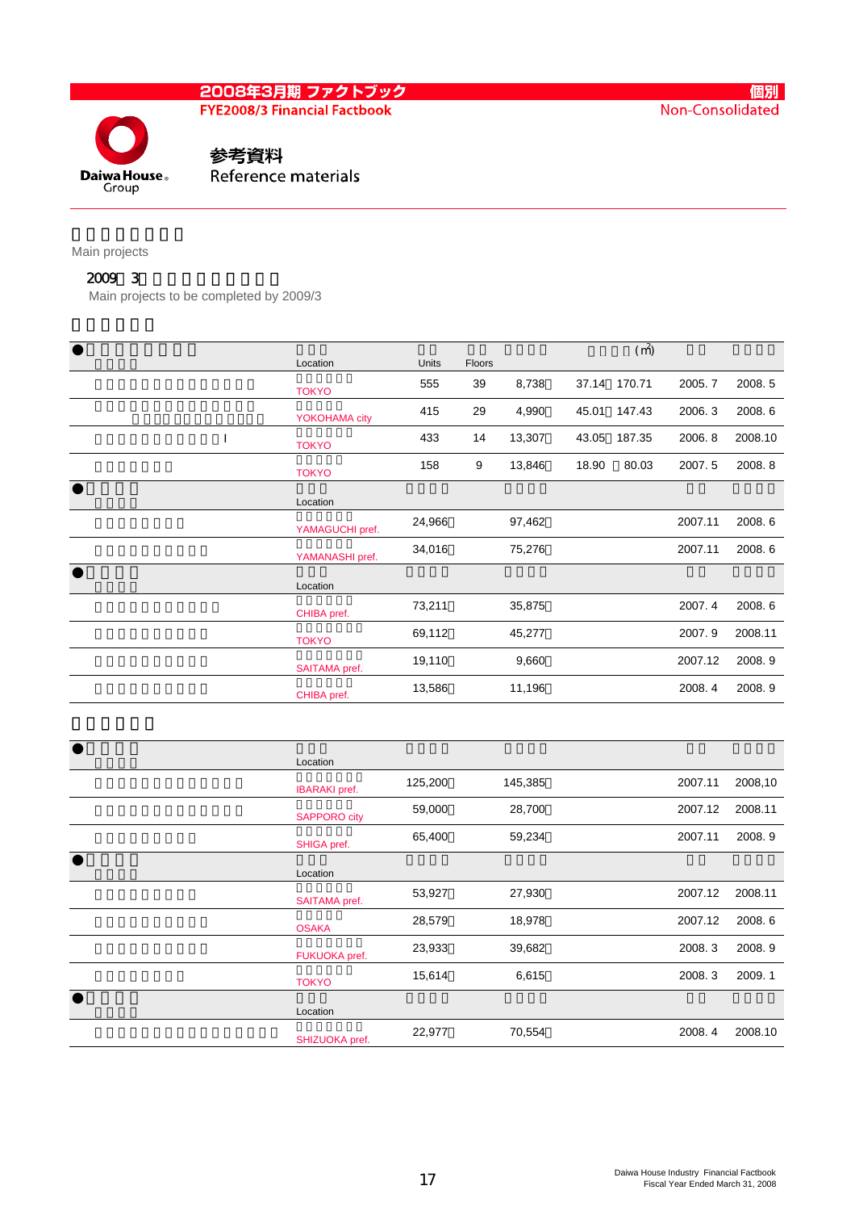# 参考資料
Reference materials

Main projects

2009 3

Main projects to be completed by 2009/3

| | Location | Units | Floors | | (㎡) | | |
|---|---|---|---|---|---|---|---|
| | TOKYO | 555 | 39 | 8,738 | 37.14 170.71 | 2005. 7 | 2008. 5 |
| | YOKOHAMA city | 415 | 29 | 4,990 | 45.01 147.43 | 2006. 3 | 2008. 6 |
| I | TOKYO | 433 | 14 | 13,307 | 43.05 187.35 | 2006. 8 | 2008.10 |
| | TOKYO | 158 | 9 | 13,846 | 18.90 80.03 | 2007. 5 | 2008. 8 |

| | Location | | | | |
|---|---|---|---|---|---|
| | YAMAGUCHI pref. | 24,966 | 97,462 | 2007.11 | 2008. 6 |
| | YAMANASHI pref. | 34,016 | 75,276 | 2007.11 | 2008. 6 |

| | Location | | | | |
|---|---|---|---|---|---|
| | CHIBA pref. | 73,211 | 35,875 | 2007. 4 | 2008. 6 |
| | TOKYO | 69,112 | 45,277 | 2007. 9 | 2008.11 |
| | SAITAMA pref. | 19,110 | 9,660 | 2007.12 | 2008. 9 |
| | CHIBA pref. | 13,586 | 11,196 | 2008. 4 | 2008. 9 |

| | Location | | | | |
|---|---|---|---|---|---|
| | IBARAKI pref. | 125,200 | 145,385 | 2007.11 | 2008,10 |
| | SAPPORO city | 59,000 | 28,700 | 2007.12 | 2008.11 |
| | SHIGA pref. | 65,400 | 59,234 | 2007.11 | 2008. 9 |

| | Location | | | | |
|---|---|---|---|---|---|
| | SAITAMA pref. | 53,927 | 27,930 | 2007.12 | 2008.11 |
| | OSAKA | 28,579 | 18,978 | 2007.12 | 2008. 6 |
| | FUKUOKA pref. | 23,933 | 39,682 | 2008. 3 | 2008. 9 |
| | TOKYO | 15,614 | 6,615 | 2008. 3 | 2009. 1 |

| | Location | | | | |
|---|---|---|---|---|---|
| | SHIZUOKA pref. | 22,977 | 70,554 | 2008. 4 | 2008.10 |